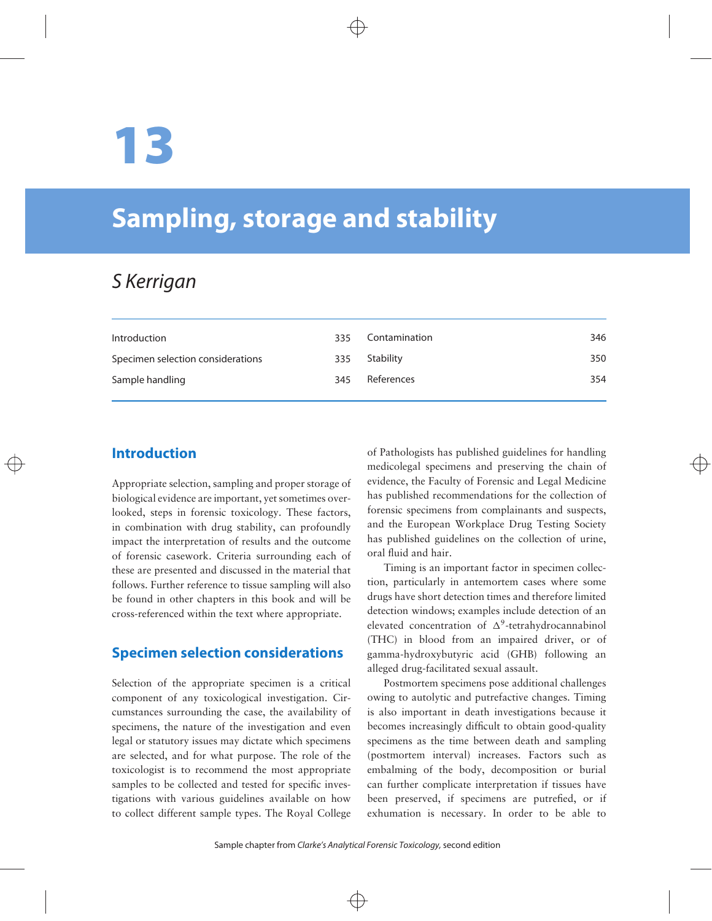# 13

# Sampling, storage and stability

*S Kerrigan*

| | | | |
|---|---|---|---|
| Introduction | 335 | Contamination | 346 |
| Specimen selection considerations | 335 | Stability | 350 |
| Sample handling | 345 | References | 354 |

## Introduction

Appropriate selection, sampling and proper storage of biological evidence are important, yet sometimes overlooked, steps in forensic toxicology. These factors, in combination with drug stability, can profoundly impact the interpretation of results and the outcome of forensic casework. Criteria surrounding each of these are presented and discussed in the material that follows. Further reference to tissue sampling will also be found in other chapters in this book and will be cross-referenced within the text where appropriate.

## Specimen selection considerations

Selection of the appropriate specimen is a critical component of any toxicological investigation. Circumstances surrounding the case, the availability of specimens, the nature of the investigation and even legal or statutory issues may dictate which specimens are selected, and for what purpose. The role of the toxicologist is to recommend the most appropriate samples to be collected and tested for specific investigations with various guidelines available on how to collect different sample types. The Royal College of Pathologists has published guidelines for handling medicolegal specimens and preserving the chain of evidence, the Faculty of Forensic and Legal Medicine has published recommendations for the collection of forensic specimens from complainants and suspects, and the European Workplace Drug Testing Society has published guidelines on the collection of urine, oral fluid and hair.

Timing is an important factor in specimen collection, particularly in antemortem cases where some drugs have short detection times and therefore limited detection windows; examples include detection of an elevated concentration of $\Delta^9$-tetrahydrocannabinol (THC) in blood from an impaired driver, or of gamma-hydroxybutyric acid (GHB) following an alleged drug-facilitated sexual assault.

Postmortem specimens pose additional challenges owing to autolytic and putrefactive changes. Timing is also important in death investigations because it becomes increasingly difficult to obtain good-quality specimens as the time between death and sampling (postmortem interval) increases. Factors such as embalming of the body, decomposition or burial can further complicate interpretation if tissues have been preserved, if specimens are putrefied, or if exhumation is necessary. In order to be able to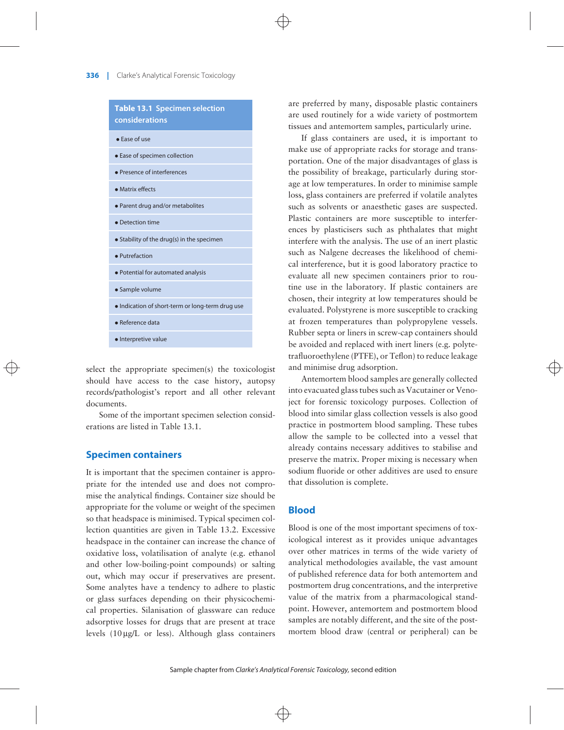**Table 13.1 Specimen selection considerations**

| |
|---|
| • Ease of use |
| • Ease of specimen collection |
| • Presence of interferences |
| • Matrix effects |
| • Parent drug and/or metabolites |
| • Detection time |
| • Stability of the drug(s) in the specimen |
| • Putrefaction |
| • Potential for automated analysis |
| • Sample volume |
| • Indication of short-term or long-term drug use |
| • Reference data |
| • Interpretive value |

select the appropriate specimen(s) the toxicologist should have access to the case history, autopsy records/pathologist's report and all other relevant documents.

Some of the important specimen selection considerations are listed in Table 13.1.

## Specimen containers

It is important that the specimen container is appropriate for the intended use and does not compromise the analytical findings. Container size should be appropriate for the volume or weight of the specimen so that headspace is minimised. Typical specimen collection quantities are given in Table 13.2. Excessive headspace in the container can increase the chance of oxidative loss, volatilisation of analyte (e.g. ethanol and other low-boiling-point compounds) or salting out, which may occur if preservatives are present. Some analytes have a tendency to adhere to plastic or glass surfaces depending on their physicochemical properties. Silanisation of glassware can reduce adsorptive losses for drugs that are present at trace levels (10 µg/L or less). Although glass containers are preferred by many, disposable plastic containers are used routinely for a wide variety of postmortem tissues and antemortem samples, particularly urine.

If glass containers are used, it is important to make use of appropriate racks for storage and transportation. One of the major disadvantages of glass is the possibility of breakage, particularly during storage at low temperatures. In order to minimise sample loss, glass containers are preferred if volatile analytes such as solvents or anaesthetic gases are suspected. Plastic containers are more susceptible to interferences by plasticisers such as phthalates that might interfere with the analysis. The use of an inert plastic such as Nalgene decreases the likelihood of chemical interference, but it is good laboratory practice to evaluate all new specimen containers prior to routine use in the laboratory. If plastic containers are chosen, their integrity at low temperatures should be evaluated. Polystyrene is more susceptible to cracking at frozen temperatures than polypropylene vessels. Rubber septa or liners in screw-cap containers should be avoided and replaced with inert liners (e.g. polytetrafluoroethylene (PTFE), or Teflon) to reduce leakage and minimise drug adsorption.

Antemortem blood samples are generally collected into evacuated glass tubes such as Vacutainer or Venoject for forensic toxicology purposes. Collection of blood into similar glass collection vessels is also good practice in postmortem blood sampling. These tubes allow the sample to be collected into a vessel that already contains necessary additives to stabilise and preserve the matrix. Proper mixing is necessary when sodium fluoride or other additives are used to ensure that dissolution is complete.

## Blood

Blood is one of the most important specimens of toxicological interest as it provides unique advantages over other matrices in terms of the wide variety of analytical methodologies available, the vast amount of published reference data for both antemortem and postmortem drug concentrations, and the interpretive value of the matrix from a pharmacological standpoint. However, antemortem and postmortem blood samples are notably different, and the site of the postmortem blood draw (central or peripheral) can be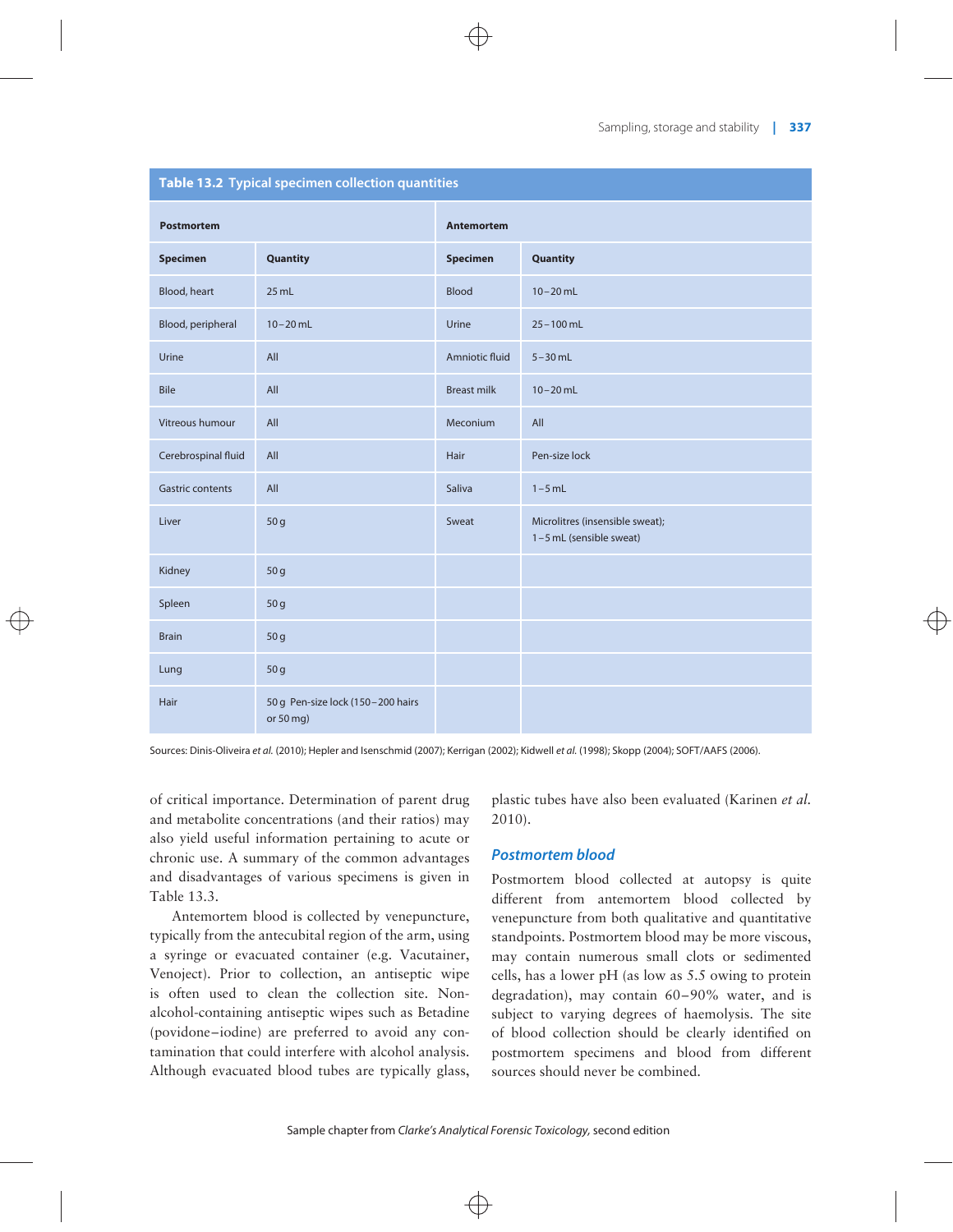**Table 13.2 Typical specimen collection quantities**

| Postmortem | | Antemortem | |
|---|---|---|---|
| **Specimen** | **Quantity** | **Specimen** | **Quantity** |
| Blood, heart | 25 mL | Blood | 10–20 mL |
| Blood, peripheral | 10–20 mL | Urine | 25–100 mL |
| Urine | All | Amniotic fluid | 5–30 mL |
| Bile | All | Breast milk | 10–20 mL |
| Vitreous humour | All | Meconium | All |
| Cerebrospinal fluid | All | Hair | Pen-size lock |
| Gastric contents | All | Saliva | 1–5 mL |
| Liver | 50 g | Sweat | Microlitres (insensible sweat); 1–5 mL (sensible sweat) |
| Kidney | 50 g | | |
| Spleen | 50 g | | |
| Brain | 50 g | | |
| Lung | 50 g | | |
| Hair | 50 g Pen-size lock (150–200 hairs or 50 mg) | | |

Sources: Dinis-Oliveira *et al.* (2010); Hepler and Isenschmid (2007); Kerrigan (2002); Kidwell *et al.* (1998); Skopp (2004); SOFT/AAFS (2006).

of critical importance. Determination of parent drug and metabolite concentrations (and their ratios) may also yield useful information pertaining to acute or chronic use. A summary of the common advantages and disadvantages of various specimens is given in Table 13.3.

Antemortem blood is collected by venepuncture, typically from the antecubital region of the arm, using a syringe or evacuated container (e.g. Vacutainer, Venoject). Prior to collection, an antiseptic wipe is often used to clean the collection site. Non-alcohol-containing antiseptic wipes such as Betadine (povidone–iodine) are preferred to avoid any contamination that could interfere with alcohol analysis. Although evacuated blood tubes are typically glass, plastic tubes have also been evaluated (Karinen *et al.* 2010).

### *Postmortem blood*

Postmortem blood collected at autopsy is quite different from antemortem blood collected by venepuncture from both qualitative and quantitative standpoints. Postmortem blood may be more viscous, may contain numerous small clots or sedimented cells, has a lower pH (as low as 5.5 owing to protein degradation), may contain 60–90% water, and is subject to varying degrees of haemolysis. The site of blood collection should be clearly identified on postmortem specimens and blood from different sources should never be combined.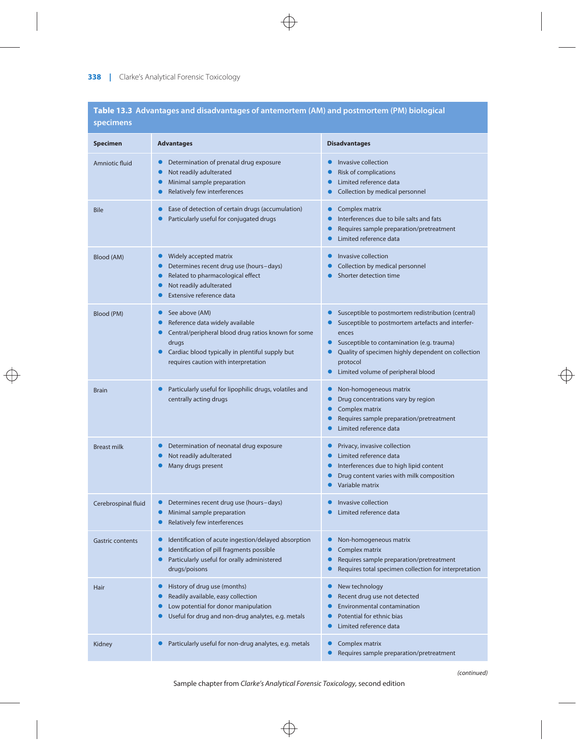**Table 13.3 Advantages and disadvantages of antemortem (AM) and postmortem (PM) biological specimens**

| Specimen | Advantages | Disadvantages |
|---|---|---|
| Amniotic fluid | • Determination of prenatal drug exposure<br>• Not readily adulterated<br>• Minimal sample preparation<br>• Relatively few interferences | • Invasive collection<br>• Risk of complications<br>• Limited reference data<br>• Collection by medical personnel |
| Bile | • Ease of detection of certain drugs (accumulation)<br>• Particularly useful for conjugated drugs | • Complex matrix<br>• Interferences due to bile salts and fats<br>• Requires sample preparation/pretreatment<br>• Limited reference data |
| Blood (AM) | • Widely accepted matrix<br>• Determines recent drug use (hours–days)<br>• Related to pharmacological effect<br>• Not readily adulterated<br>• Extensive reference data | • Invasive collection<br>• Collection by medical personnel<br>• Shorter detection time |
| Blood (PM) | • See above (AM)<br>• Reference data widely available<br>• Central/peripheral blood drug ratios known for some drugs<br>• Cardiac blood typically in plentiful supply but requires caution with interpretation | • Susceptible to postmortem redistribution (central)<br>• Susceptible to postmortem artefacts and interferences<br>• Susceptible to contamination (e.g. trauma)<br>• Quality of specimen highly dependent on collection protocol<br>• Limited volume of peripheral blood |
| Brain | • Particularly useful for lipophilic drugs, volatiles and centrally acting drugs | • Non-homogeneous matrix<br>• Drug concentrations vary by region<br>• Complex matrix<br>• Requires sample preparation/pretreatment<br>• Limited reference data |
| Breast milk | • Determination of neonatal drug exposure<br>• Not readily adulterated<br>• Many drugs present | • Privacy, invasive collection<br>• Limited reference data<br>• Interferences due to high lipid content<br>• Drug content varies with milk composition<br>• Variable matrix |
| Cerebrospinal fluid | • Determines recent drug use (hours–days)<br>• Minimal sample preparation<br>• Relatively few interferences | • Invasive collection<br>• Limited reference data |
| Gastric contents | • Identification of acute ingestion/delayed absorption<br>• Identification of pill fragments possible<br>• Particularly useful for orally administered drugs/poisons | • Non-homogeneous matrix<br>• Complex matrix<br>• Requires sample preparation/pretreatment<br>• Requires total specimen collection for interpretation |
| Hair | • History of drug use (months)<br>• Readily available, easy collection<br>• Low potential for donor manipulation<br>• Useful for drug and non-drug analytes, e.g. metals | • New technology<br>• Recent drug use not detected<br>• Environmental contamination<br>• Potential for ethnic bias<br>• Limited reference data |
| Kidney | • Particularly useful for non-drug analytes, e.g. metals | • Complex matrix<br>• Requires sample preparation/pretreatment |

*(continued)*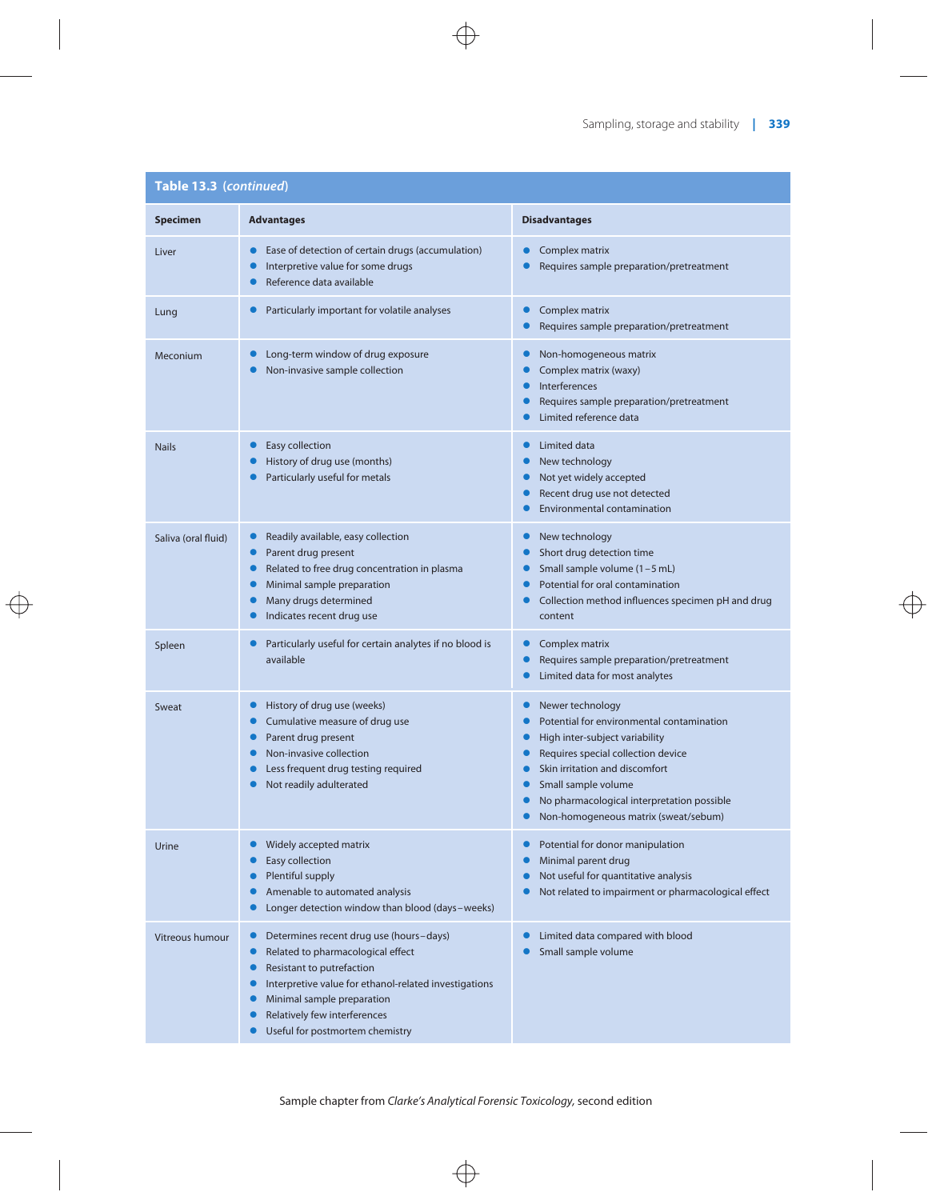**Table 13.3** (*continued*)

| Specimen | Advantages | Disadvantages |
|---|---|---|
| Liver | • Ease of detection of certain drugs (accumulation)<br>• Interpretive value for some drugs<br>• Reference data available | • Complex matrix<br>• Requires sample preparation/pretreatment |
| Lung | • Particularly important for volatile analyses | • Complex matrix<br>• Requires sample preparation/pretreatment |
| Meconium | • Long-term window of drug exposure<br>• Non-invasive sample collection | • Non-homogeneous matrix<br>• Complex matrix (waxy)<br>• Interferences<br>• Requires sample preparation/pretreatment<br>• Limited reference data |
| Nails | • Easy collection<br>• History of drug use (months)<br>• Particularly useful for metals | • Limited data<br>• New technology<br>• Not yet widely accepted<br>• Recent drug use not detected<br>• Environmental contamination |
| Saliva (oral fluid) | • Readily available, easy collection<br>• Parent drug present<br>• Related to free drug concentration in plasma<br>• Minimal sample preparation<br>• Many drugs determined<br>• Indicates recent drug use | • New technology<br>• Short drug detection time<br>• Small sample volume (1–5 mL)<br>• Potential for oral contamination<br>• Collection method influences specimen pH and drug content |
| Spleen | • Particularly useful for certain analytes if no blood is available | • Complex matrix<br>• Requires sample preparation/pretreatment<br>• Limited data for most analytes |
| Sweat | • History of drug use (weeks)<br>• Cumulative measure of drug use<br>• Parent drug present<br>• Non-invasive collection<br>• Less frequent drug testing required<br>• Not readily adulterated | • Newer technology<br>• Potential for environmental contamination<br>• High inter-subject variability<br>• Requires special collection device<br>• Skin irritation and discomfort<br>• Small sample volume<br>• No pharmacological interpretation possible<br>• Non-homogeneous matrix (sweat/sebum) |
| Urine | • Widely accepted matrix<br>• Easy collection<br>• Plentiful supply<br>• Amenable to automated analysis<br>• Longer detection window than blood (days–weeks) | • Potential for donor manipulation<br>• Minimal parent drug<br>• Not useful for quantitative analysis<br>• Not related to impairment or pharmacological effect |
| Vitreous humour | • Determines recent drug use (hours–days)<br>• Related to pharmacological effect<br>• Resistant to putrefaction<br>• Interpretive value for ethanol-related investigations<br>• Minimal sample preparation<br>• Relatively few interferences<br>• Useful for postmortem chemistry | • Limited data compared with blood<br>• Small sample volume |

Sample chapter from *Clarke's Analytical Forensic Toxicology,* second edition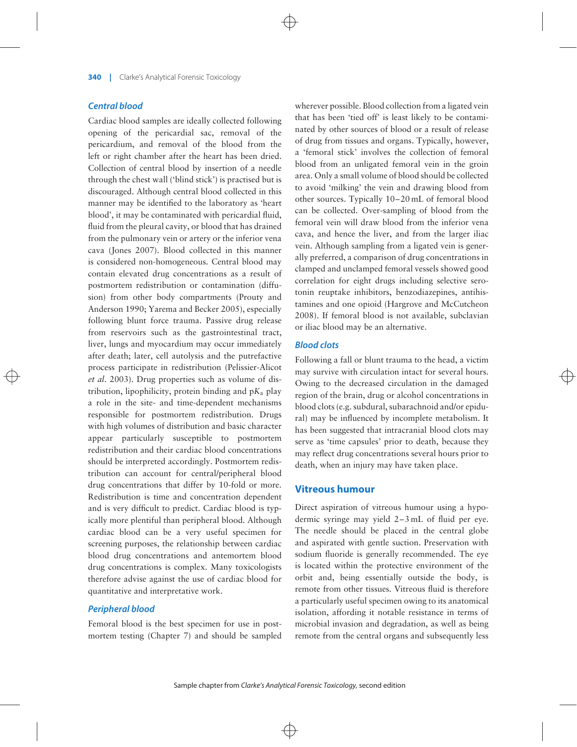### *Central blood*

Cardiac blood samples are ideally collected following opening of the pericardial sac, removal of the pericardium, and removal of the blood from the left or right chamber after the heart has been dried. Collection of central blood by insertion of a needle through the chest wall ('blind stick') is practised but is discouraged. Although central blood collected in this manner may be identified to the laboratory as 'heart blood', it may be contaminated with pericardial fluid, fluid from the pleural cavity, or blood that has drained from the pulmonary vein or artery or the inferior vena cava (Jones 2007). Blood collected in this manner is considered non-homogeneous. Central blood may contain elevated drug concentrations as a result of postmortem redistribution or contamination (diffusion) from other body compartments (Prouty and Anderson 1990; Yarema and Becker 2005), especially following blunt force trauma. Passive drug release from reservoirs such as the gastrointestinal tract, liver, lungs and myocardium may occur immediately after death; later, cell autolysis and the putrefactive process participate in redistribution (Pelissier-Alicot *et al.* 2003). Drug properties such as volume of distribution, lipophilicity, protein binding and $pK_a$ play a role in the site- and time-dependent mechanisms responsible for postmortem redistribution. Drugs with high volumes of distribution and basic character appear particularly susceptible to postmortem redistribution and their cardiac blood concentrations should be interpreted accordingly. Postmortem redistribution can account for central/peripheral blood drug concentrations that differ by 10-fold or more. Redistribution is time and concentration dependent and is very difficult to predict. Cardiac blood is typically more plentiful than peripheral blood. Although cardiac blood can be a very useful specimen for screening purposes, the relationship between cardiac blood drug concentrations and antemortem blood drug concentrations is complex. Many toxicologists therefore advise against the use of cardiac blood for quantitative and interpretative work.

### *Peripheral blood*

Femoral blood is the best specimen for use in postmortem testing (Chapter 7) and should be sampled wherever possible. Blood collection from a ligated vein that has been 'tied off' is least likely to be contaminated by other sources of blood or a result of release of drug from tissues and organs. Typically, however, a 'femoral stick' involves the collection of femoral blood from an unligated femoral vein in the groin area. Only a small volume of blood should be collected to avoid 'milking' the vein and drawing blood from other sources. Typically 10–20 mL of femoral blood can be collected. Over-sampling of blood from the femoral vein will draw blood from the inferior vena cava, and hence the liver, and from the larger iliac vein. Although sampling from a ligated vein is generally preferred, a comparison of drug concentrations in clamped and unclamped femoral vessels showed good correlation for eight drugs including selective serotonin reuptake inhibitors, benzodiazepines, antihistamines and one opioid (Hargrove and McCutcheon 2008). If femoral blood is not available, subclavian or iliac blood may be an alternative.

### *Blood clots*

Following a fall or blunt trauma to the head, a victim may survive with circulation intact for several hours. Owing to the decreased circulation in the damaged region of the brain, drug or alcohol concentrations in blood clots (e.g. subdural, subarachnoid and/or epidural) may be influenced by incomplete metabolism. It has been suggested that intracranial blood clots may serve as 'time capsules' prior to death, because they may reflect drug concentrations several hours prior to death, when an injury may have taken place.

## Vitreous humour

Direct aspiration of vitreous humour using a hypodermic syringe may yield 2–3 mL of fluid per eye. The needle should be placed in the central globe and aspirated with gentle suction. Preservation with sodium fluoride is generally recommended. The eye is located within the protective environment of the orbit and, being essentially outside the body, is remote from other tissues. Vitreous fluid is therefore a particularly useful specimen owing to its anatomical isolation, affording it notable resistance in terms of microbial invasion and degradation, as well as being remote from the central organs and subsequently less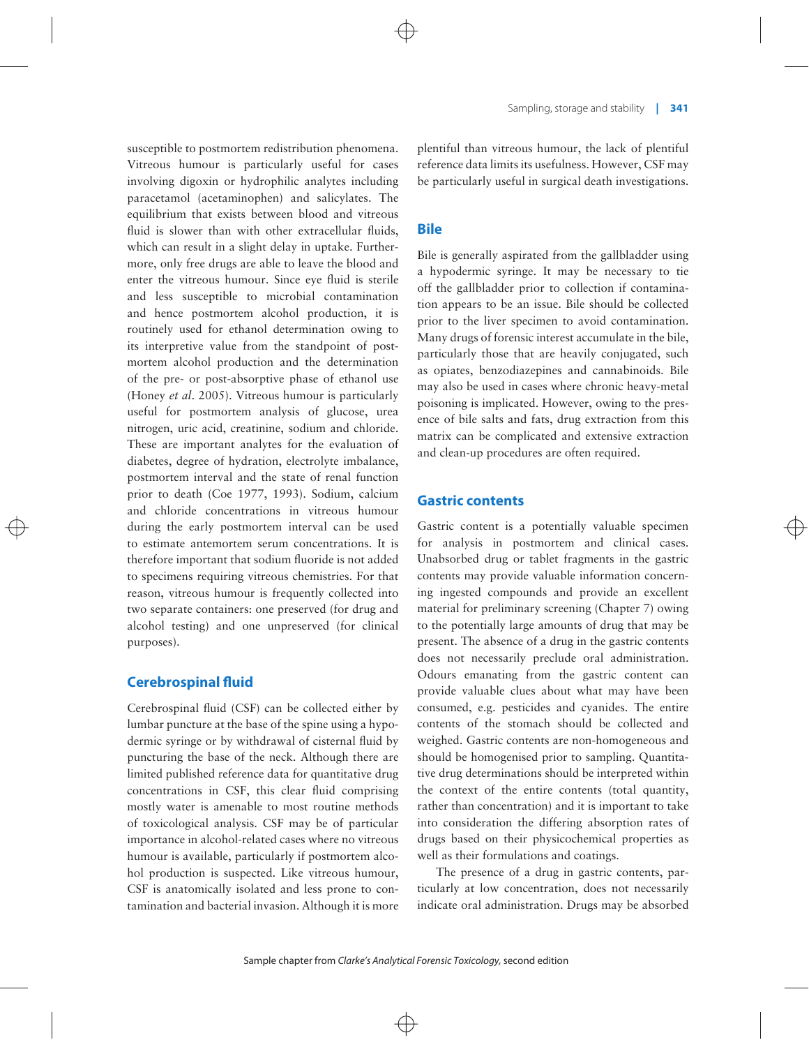susceptible to postmortem redistribution phenomena. Vitreous humour is particularly useful for cases involving digoxin or hydrophilic analytes including paracetamol (acetaminophen) and salicylates. The equilibrium that exists between blood and vitreous fluid is slower than with other extracellular fluids, which can result in a slight delay in uptake. Furthermore, only free drugs are able to leave the blood and enter the vitreous humour. Since eye fluid is sterile and less susceptible to microbial contamination and hence postmortem alcohol production, it is routinely used for ethanol determination owing to its interpretive value from the standpoint of postmortem alcohol production and the determination of the pre- or post-absorptive phase of ethanol use (Honey *et al*. 2005). Vitreous humour is particularly useful for postmortem analysis of glucose, urea nitrogen, uric acid, creatinine, sodium and chloride. These are important analytes for the evaluation of diabetes, degree of hydration, electrolyte imbalance, postmortem interval and the state of renal function prior to death (Coe 1977, 1993). Sodium, calcium and chloride concentrations in vitreous humour during the early postmortem interval can be used to estimate antemortem serum concentrations. It is therefore important that sodium fluoride is not added to specimens requiring vitreous chemistries. For that reason, vitreous humour is frequently collected into two separate containers: one preserved (for drug and alcohol testing) and one unpreserved (for clinical purposes).

## Cerebrospinal fluid

Cerebrospinal fluid (CSF) can be collected either by lumbar puncture at the base of the spine using a hypodermic syringe or by withdrawal of cisternal fluid by puncturing the base of the neck. Although there are limited published reference data for quantitative drug concentrations in CSF, this clear fluid comprising mostly water is amenable to most routine methods of toxicological analysis. CSF may be of particular importance in alcohol-related cases where no vitreous humour is available, particularly if postmortem alcohol production is suspected. Like vitreous humour, CSF is anatomically isolated and less prone to contamination and bacterial invasion. Although it is more plentiful than vitreous humour, the lack of plentiful reference data limits its usefulness. However, CSF may be particularly useful in surgical death investigations.

## Bile

Bile is generally aspirated from the gallbladder using a hypodermic syringe. It may be necessary to tie off the gallbladder prior to collection if contamination appears to be an issue. Bile should be collected prior to the liver specimen to avoid contamination. Many drugs of forensic interest accumulate in the bile, particularly those that are heavily conjugated, such as opiates, benzodiazepines and cannabinoids. Bile may also be used in cases where chronic heavy-metal poisoning is implicated. However, owing to the presence of bile salts and fats, drug extraction from this matrix can be complicated and extensive extraction and clean-up procedures are often required.

## Gastric contents

Gastric content is a potentially valuable specimen for analysis in postmortem and clinical cases. Unabsorbed drug or tablet fragments in the gastric contents may provide valuable information concerning ingested compounds and provide an excellent material for preliminary screening (Chapter 7) owing to the potentially large amounts of drug that may be present. The absence of a drug in the gastric contents does not necessarily preclude oral administration. Odours emanating from the gastric content can provide valuable clues about what may have been consumed, e.g. pesticides and cyanides. The entire contents of the stomach should be collected and weighed. Gastric contents are non-homogeneous and should be homogenised prior to sampling. Quantitative drug determinations should be interpreted within the context of the entire contents (total quantity, rather than concentration) and it is important to take into consideration the differing absorption rates of drugs based on their physicochemical properties as well as their formulations and coatings.

The presence of a drug in gastric contents, particularly at low concentration, does not necessarily indicate oral administration. Drugs may be absorbed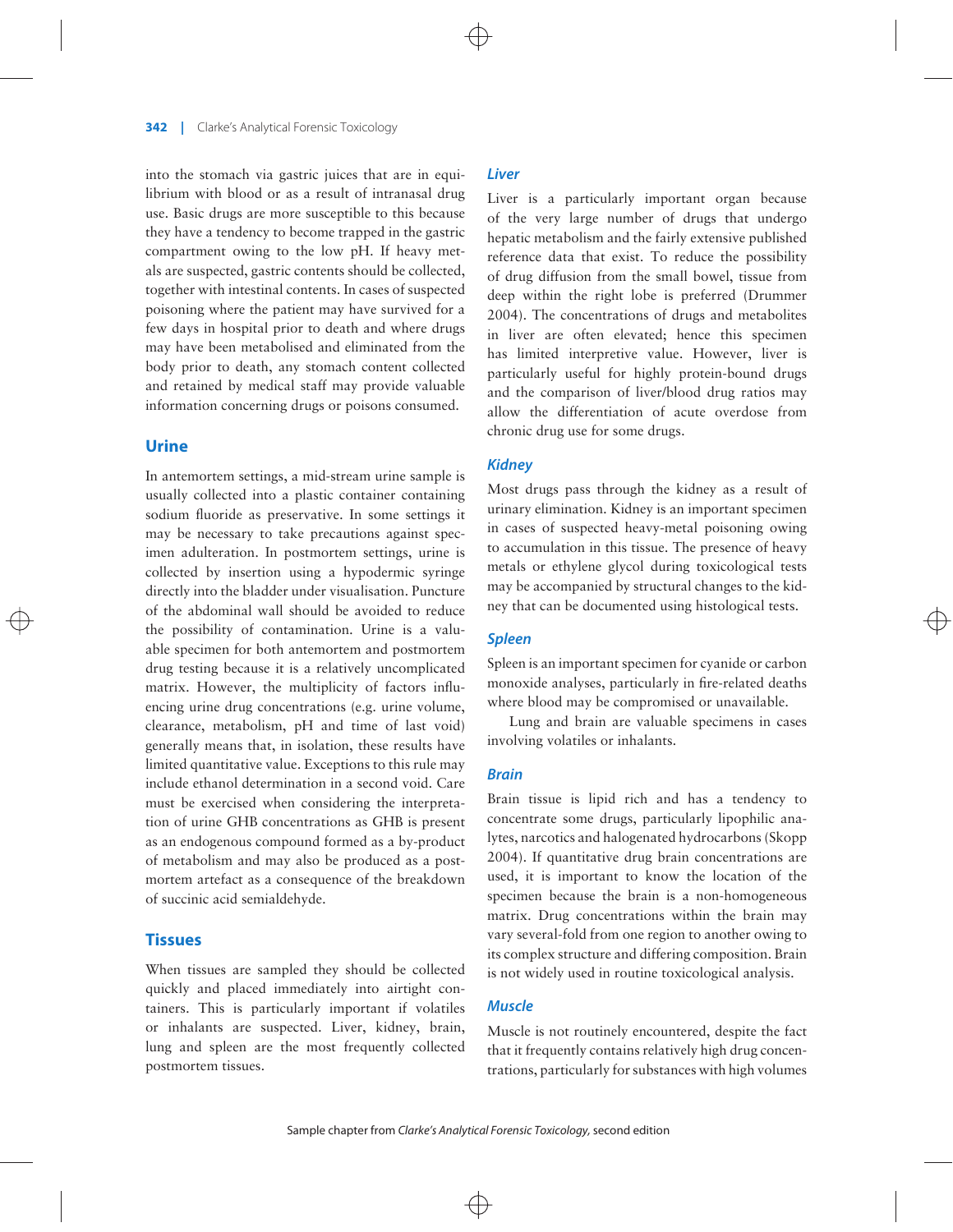into the stomach via gastric juices that are in equilibrium with blood or as a result of intranasal drug use. Basic drugs are more susceptible to this because they have a tendency to become trapped in the gastric compartment owing to the low pH. If heavy metals are suspected, gastric contents should be collected, together with intestinal contents. In cases of suspected poisoning where the patient may have survived for a few days in hospital prior to death and where drugs may have been metabolised and eliminated from the body prior to death, any stomach content collected and retained by medical staff may provide valuable information concerning drugs or poisons consumed.

## Urine

In antemortem settings, a mid-stream urine sample is usually collected into a plastic container containing sodium fluoride as preservative. In some settings it may be necessary to take precautions against specimen adulteration. In postmortem settings, urine is collected by insertion using a hypodermic syringe directly into the bladder under visualisation. Puncture of the abdominal wall should be avoided to reduce the possibility of contamination. Urine is a valuable specimen for both antemortem and postmortem drug testing because it is a relatively uncomplicated matrix. However, the multiplicity of factors influencing urine drug concentrations (e.g. urine volume, clearance, metabolism, pH and time of last void) generally means that, in isolation, these results have limited quantitative value. Exceptions to this rule may include ethanol determination in a second void. Care must be exercised when considering the interpretation of urine GHB concentrations as GHB is present as an endogenous compound formed as a by-product of metabolism and may also be produced as a postmortem artefact as a consequence of the breakdown of succinic acid semialdehyde.

## Tissues

When tissues are sampled they should be collected quickly and placed immediately into airtight containers. This is particularly important if volatiles or inhalants are suspected. Liver, kidney, brain, lung and spleen are the most frequently collected postmortem tissues.

### *Liver*

Liver is a particularly important organ because of the very large number of drugs that undergo hepatic metabolism and the fairly extensive published reference data that exist. To reduce the possibility of drug diffusion from the small bowel, tissue from deep within the right lobe is preferred (Drummer 2004). The concentrations of drugs and metabolites in liver are often elevated; hence this specimen has limited interpretive value. However, liver is particularly useful for highly protein-bound drugs and the comparison of liver/blood drug ratios may allow the differentiation of acute overdose from chronic drug use for some drugs.

### *Kidney*

Most drugs pass through the kidney as a result of urinary elimination. Kidney is an important specimen in cases of suspected heavy-metal poisoning owing to accumulation in this tissue. The presence of heavy metals or ethylene glycol during toxicological tests may be accompanied by structural changes to the kidney that can be documented using histological tests.

### *Spleen*

Spleen is an important specimen for cyanide or carbon monoxide analyses, particularly in fire-related deaths where blood may be compromised or unavailable.

Lung and brain are valuable specimens in cases involving volatiles or inhalants.

### *Brain*

Brain tissue is lipid rich and has a tendency to concentrate some drugs, particularly lipophilic analytes, narcotics and halogenated hydrocarbons (Skopp 2004). If quantitative drug brain concentrations are used, it is important to know the location of the specimen because the brain is a non-homogeneous matrix. Drug concentrations within the brain may vary several-fold from one region to another owing to its complex structure and differing composition. Brain is not widely used in routine toxicological analysis.

### *Muscle*

Muscle is not routinely encountered, despite the fact that it frequently contains relatively high drug concentrations, particularly for substances with high volumes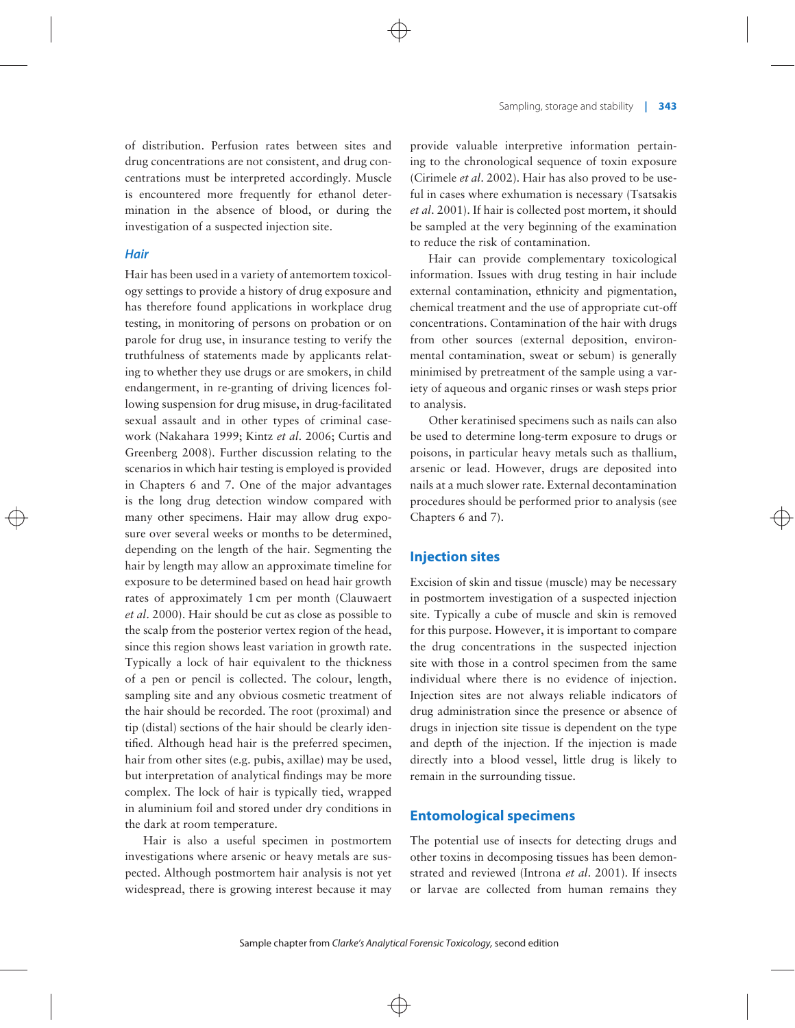of distribution. Perfusion rates between sites and drug concentrations are not consistent, and drug concentrations must be interpreted accordingly. Muscle is encountered more frequently for ethanol determination in the absence of blood, or during the investigation of a suspected injection site.

### *Hair*

Hair has been used in a variety of antemortem toxicology settings to provide a history of drug exposure and has therefore found applications in workplace drug testing, in monitoring of persons on probation or on parole for drug use, in insurance testing to verify the truthfulness of statements made by applicants relating to whether they use drugs or are smokers, in child endangerment, in re-granting of driving licences following suspension for drug misuse, in drug-facilitated sexual assault and in other types of criminal casework (Nakahara 1999; Kintz *et al.* 2006; Curtis and Greenberg 2008). Further discussion relating to the scenarios in which hair testing is employed is provided in Chapters 6 and 7. One of the major advantages is the long drug detection window compared with many other specimens. Hair may allow drug exposure over several weeks or months to be determined, depending on the length of the hair. Segmenting the hair by length may allow an approximate timeline for exposure to be determined based on head hair growth rates of approximately 1 cm per month (Clauwaert *et al.* 2000). Hair should be cut as close as possible to the scalp from the posterior vertex region of the head, since this region shows least variation in growth rate. Typically a lock of hair equivalent to the thickness of a pen or pencil is collected. The colour, length, sampling site and any obvious cosmetic treatment of the hair should be recorded. The root (proximal) and tip (distal) sections of the hair should be clearly identified. Although head hair is the preferred specimen, hair from other sites (e.g. pubis, axillae) may be used, but interpretation of analytical findings may be more complex. The lock of hair is typically tied, wrapped in aluminium foil and stored under dry conditions in the dark at room temperature.

Hair is also a useful specimen in postmortem investigations where arsenic or heavy metals are suspected. Although postmortem hair analysis is not yet widespread, there is growing interest because it may provide valuable interpretive information pertaining to the chronological sequence of toxin exposure (Cirimele *et al.* 2002). Hair has also proved to be useful in cases where exhumation is necessary (Tsatsakis *et al.* 2001). If hair is collected post mortem, it should be sampled at the very beginning of the examination to reduce the risk of contamination.

Hair can provide complementary toxicological information. Issues with drug testing in hair include external contamination, ethnicity and pigmentation, chemical treatment and the use of appropriate cut-off concentrations. Contamination of the hair with drugs from other sources (external deposition, environmental contamination, sweat or sebum) is generally minimised by pretreatment of the sample using a variety of aqueous and organic rinses or wash steps prior to analysis.

Other keratinised specimens such as nails can also be used to determine long-term exposure to drugs or poisons, in particular heavy metals such as thallium, arsenic or lead. However, drugs are deposited into nails at a much slower rate. External decontamination procedures should be performed prior to analysis (see Chapters 6 and 7).

## Injection sites

Excision of skin and tissue (muscle) may be necessary in postmortem investigation of a suspected injection site. Typically a cube of muscle and skin is removed for this purpose. However, it is important to compare the drug concentrations in the suspected injection site with those in a control specimen from the same individual where there is no evidence of injection. Injection sites are not always reliable indicators of drug administration since the presence or absence of drugs in injection site tissue is dependent on the type and depth of the injection. If the injection is made directly into a blood vessel, little drug is likely to remain in the surrounding tissue.

## Entomological specimens

The potential use of insects for detecting drugs and other toxins in decomposing tissues has been demonstrated and reviewed (Introna *et al.* 2001). If insects or larvae are collected from human remains they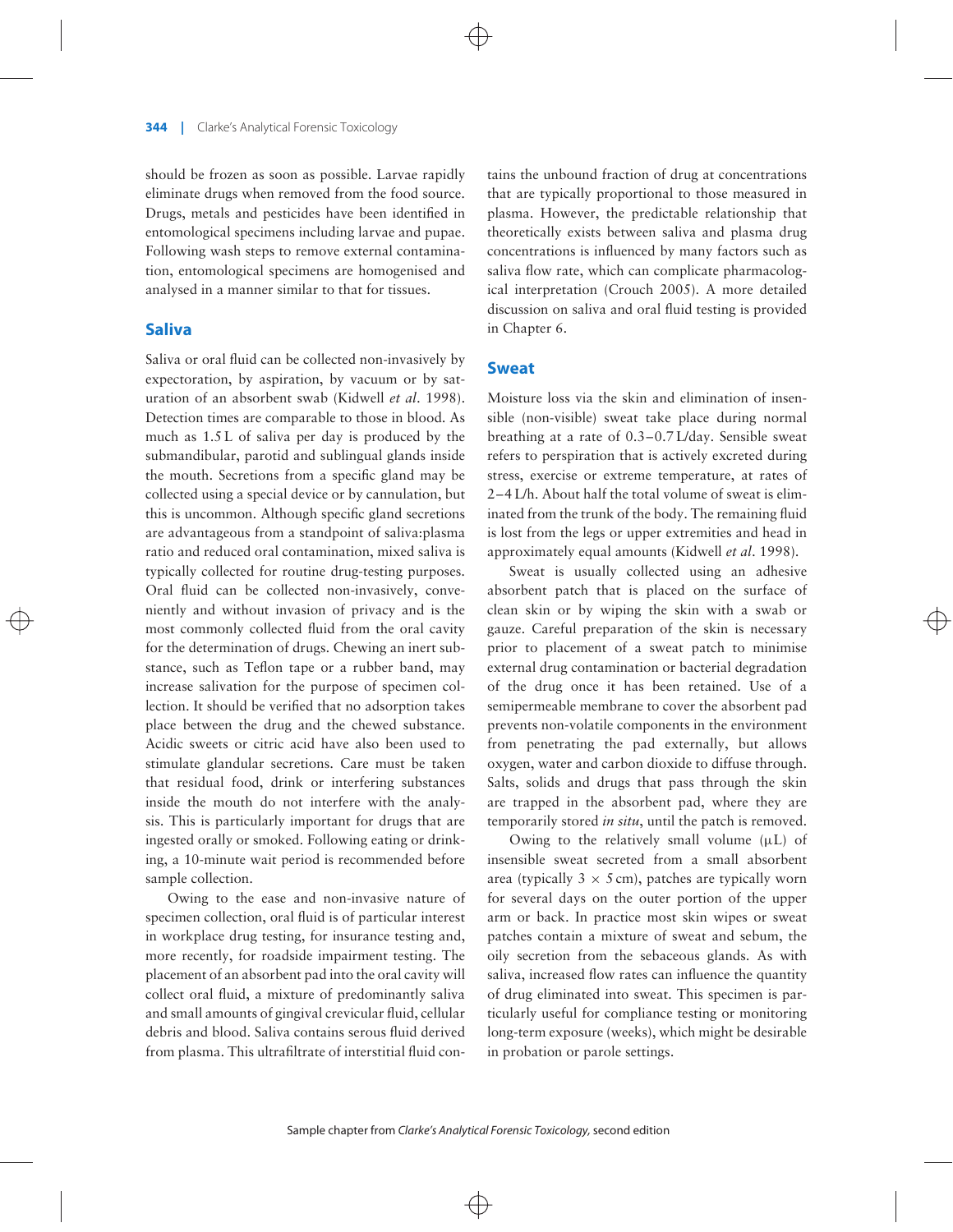should be frozen as soon as possible. Larvae rapidly eliminate drugs when removed from the food source. Drugs, metals and pesticides have been identified in entomological specimens including larvae and pupae. Following wash steps to remove external contamination, entomological specimens are homogenised and analysed in a manner similar to that for tissues.

## Saliva

Saliva or oral fluid can be collected non-invasively by expectoration, by aspiration, by vacuum or by saturation of an absorbent swab (Kidwell *et al*. 1998). Detection times are comparable to those in blood. As much as 1.5 L of saliva per day is produced by the submandibular, parotid and sublingual glands inside the mouth. Secretions from a specific gland may be collected using a special device or by cannulation, but this is uncommon. Although specific gland secretions are advantageous from a standpoint of saliva:plasma ratio and reduced oral contamination, mixed saliva is typically collected for routine drug-testing purposes. Oral fluid can be collected non-invasively, conveniently and without invasion of privacy and is the most commonly collected fluid from the oral cavity for the determination of drugs. Chewing an inert substance, such as Teflon tape or a rubber band, may increase salivation for the purpose of specimen collection. It should be verified that no adsorption takes place between the drug and the chewed substance. Acidic sweets or citric acid have also been used to stimulate glandular secretions. Care must be taken that residual food, drink or interfering substances inside the mouth do not interfere with the analysis. This is particularly important for drugs that are ingested orally or smoked. Following eating or drinking, a 10-minute wait period is recommended before sample collection.

Owing to the ease and non-invasive nature of specimen collection, oral fluid is of particular interest in workplace drug testing, for insurance testing and, more recently, for roadside impairment testing. The placement of an absorbent pad into the oral cavity will collect oral fluid, a mixture of predominantly saliva and small amounts of gingival crevicular fluid, cellular debris and blood. Saliva contains serous fluid derived from plasma. This ultrafiltrate of interstitial fluid contains the unbound fraction of drug at concentrations that are typically proportional to those measured in plasma. However, the predictable relationship that theoretically exists between saliva and plasma drug concentrations is influenced by many factors such as saliva flow rate, which can complicate pharmacological interpretation (Crouch 2005). A more detailed discussion on saliva and oral fluid testing is provided in Chapter 6.

## Sweat

Moisture loss via the skin and elimination of insensible (non-visible) sweat take place during normal breathing at a rate of 0.3–0.7 L/day. Sensible sweat refers to perspiration that is actively excreted during stress, exercise or extreme temperature, at rates of 2–4 L/h. About half the total volume of sweat is eliminated from the trunk of the body. The remaining fluid is lost from the legs or upper extremities and head in approximately equal amounts (Kidwell *et al*. 1998).

Sweat is usually collected using an adhesive absorbent patch that is placed on the surface of clean skin or by wiping the skin with a swab or gauze. Careful preparation of the skin is necessary prior to placement of a sweat patch to minimise external drug contamination or bacterial degradation of the drug once it has been retained. Use of a semipermeable membrane to cover the absorbent pad prevents non-volatile components in the environment from penetrating the pad externally, but allows oxygen, water and carbon dioxide to diffuse through. Salts, solids and drugs that pass through the skin are trapped in the absorbent pad, where they are temporarily stored *in situ*, until the patch is removed.

Owing to the relatively small volume (μL) of insensible sweat secreted from a small absorbent area (typically $3 \times 5$ cm), patches are typically worn for several days on the outer portion of the upper arm or back. In practice most skin wipes or sweat patches contain a mixture of sweat and sebum, the oily secretion from the sebaceous glands. As with saliva, increased flow rates can influence the quantity of drug eliminated into sweat. This specimen is particularly useful for compliance testing or monitoring long-term exposure (weeks), which might be desirable in probation or parole settings.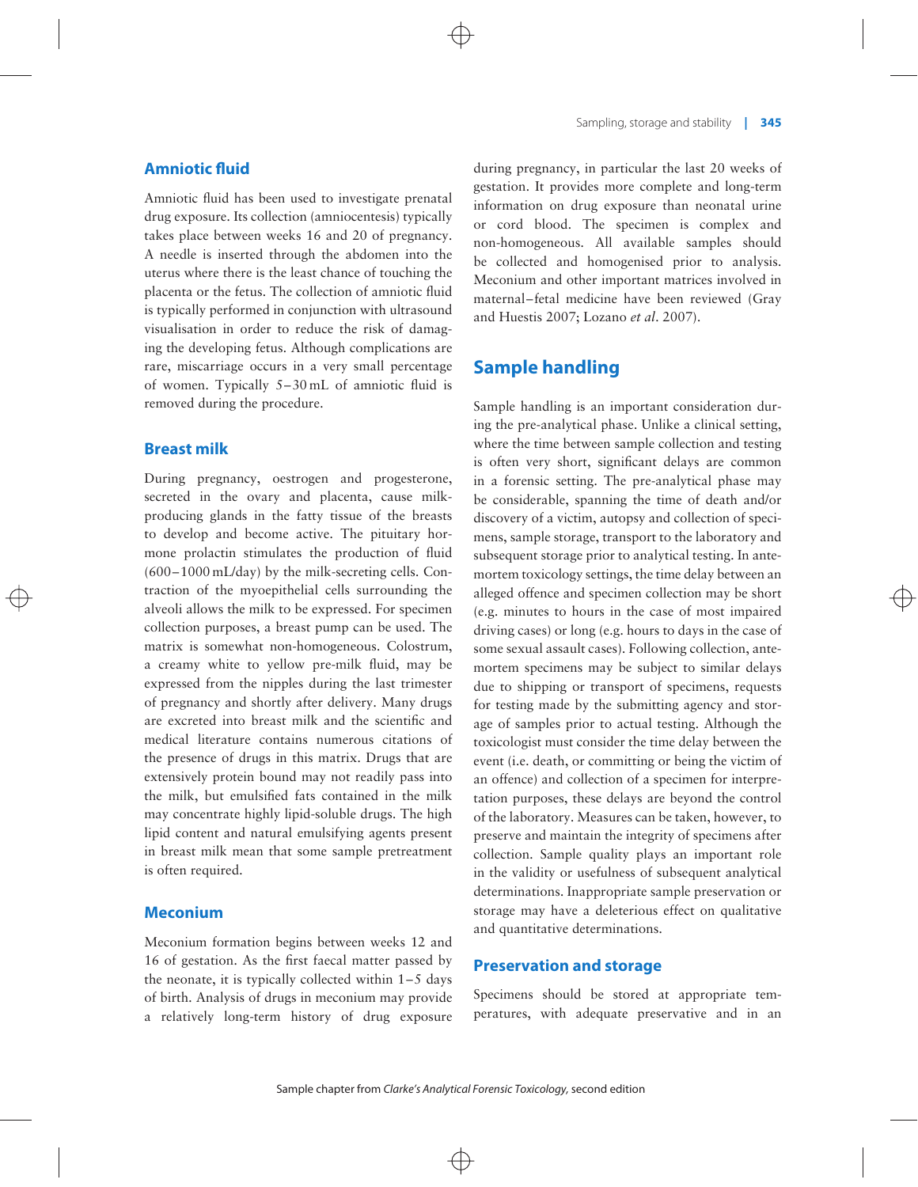## Amniotic fluid

Amniotic fluid has been used to investigate prenatal drug exposure. Its collection (amniocentesis) typically takes place between weeks 16 and 20 of pregnancy. A needle is inserted through the abdomen into the uterus where there is the least chance of touching the placenta or the fetus. The collection of amniotic fluid is typically performed in conjunction with ultrasound visualisation in order to reduce the risk of damaging the developing fetus. Although complications are rare, miscarriage occurs in a very small percentage of women. Typically 5–30 mL of amniotic fluid is removed during the procedure.

## Breast milk

During pregnancy, oestrogen and progesterone, secreted in the ovary and placenta, cause milk-producing glands in the fatty tissue of the breasts to develop and become active. The pituitary hormone prolactin stimulates the production of fluid (600–1000 mL/day) by the milk-secreting cells. Contraction of the myoepithelial cells surrounding the alveoli allows the milk to be expressed. For specimen collection purposes, a breast pump can be used. The matrix is somewhat non-homogeneous. Colostrum, a creamy white to yellow pre-milk fluid, may be expressed from the nipples during the last trimester of pregnancy and shortly after delivery. Many drugs are excreted into breast milk and the scientific and medical literature contains numerous citations of the presence of drugs in this matrix. Drugs that are extensively protein bound may not readily pass into the milk, but emulsified fats contained in the milk may concentrate highly lipid-soluble drugs. The high lipid content and natural emulsifying agents present in breast milk mean that some sample pretreatment is often required.

## Meconium

Meconium formation begins between weeks 12 and 16 of gestation. As the first faecal matter passed by the neonate, it is typically collected within 1–5 days of birth. Analysis of drugs in meconium may provide a relatively long-term history of drug exposure during pregnancy, in particular the last 20 weeks of gestation. It provides more complete and long-term information on drug exposure than neonatal urine or cord blood. The specimen is complex and non-homogeneous. All available samples should be collected and homogenised prior to analysis. Meconium and other important matrices involved in maternal–fetal medicine have been reviewed (Gray and Huestis 2007; Lozano *et al*. 2007).

# Sample handling

Sample handling is an important consideration during the pre-analytical phase. Unlike a clinical setting, where the time between sample collection and testing is often very short, significant delays are common in a forensic setting. The pre-analytical phase may be considerable, spanning the time of death and/or discovery of a victim, autopsy and collection of specimens, sample storage, transport to the laboratory and subsequent storage prior to analytical testing. In ante-mortem toxicology settings, the time delay between an alleged offence and specimen collection may be short (e.g. minutes to hours in the case of most impaired driving cases) or long (e.g. hours to days in the case of some sexual assault cases). Following collection, ante-mortem specimens may be subject to similar delays due to shipping or transport of specimens, requests for testing made by the submitting agency and storage of samples prior to actual testing. Although the toxicologist must consider the time delay between the event (i.e. death, or committing or being the victim of an offence) and collection of a specimen for interpretation purposes, these delays are beyond the control of the laboratory. Measures can be taken, however, to preserve and maintain the integrity of specimens after collection. Sample quality plays an important role in the validity or usefulness of subsequent analytical determinations. Inappropriate sample preservation or storage may have a deleterious effect on qualitative and quantitative determinations.

## Preservation and storage

Specimens should be stored at appropriate temperatures, with adequate preservative and in an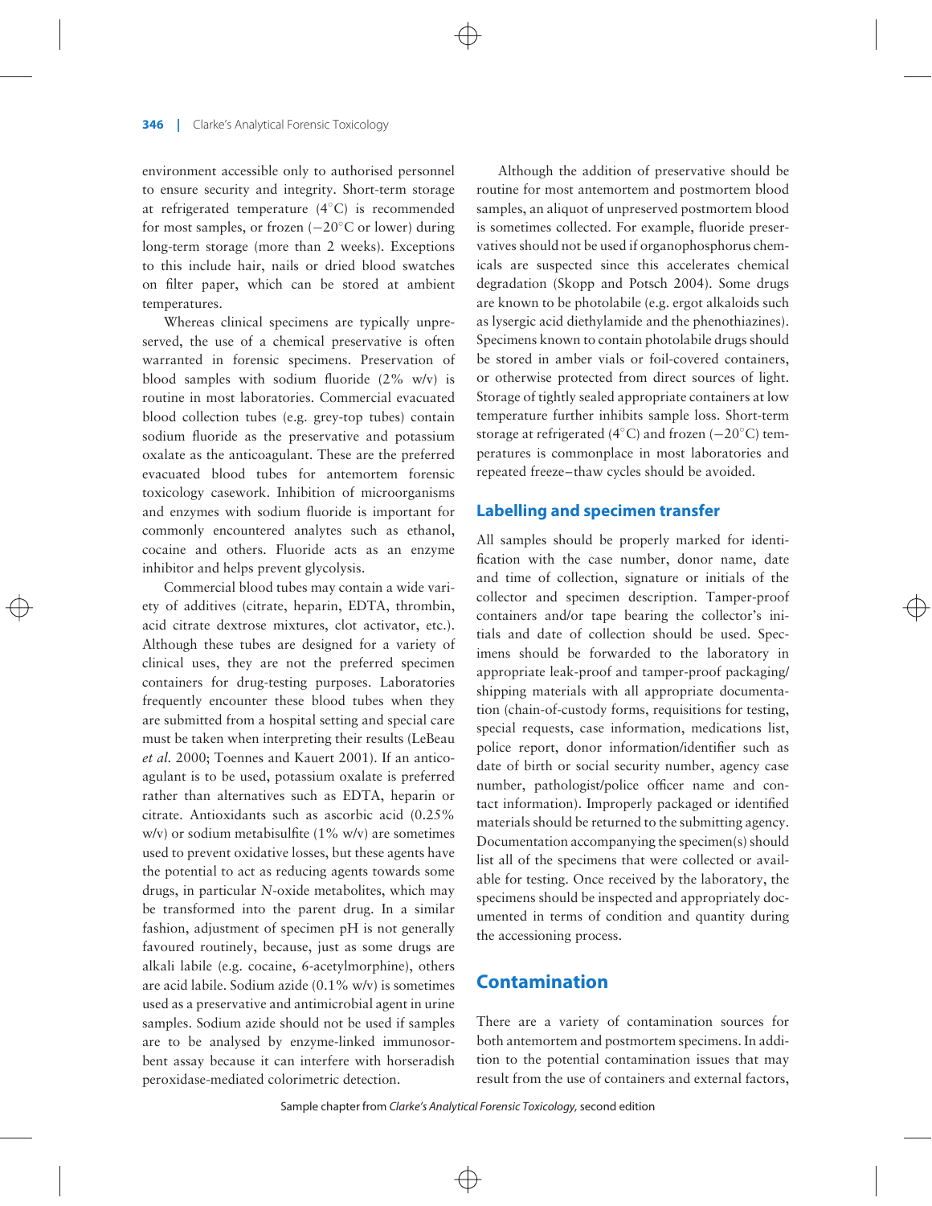environment accessible only to authorised personnel to ensure security and integrity. Short-term storage at refrigerated temperature (4°C) is recommended for most samples, or frozen (−20°C or lower) during long-term storage (more than 2 weeks). Exceptions to this include hair, nails or dried blood swatches on filter paper, which can be stored at ambient temperatures.

Whereas clinical specimens are typically unpreserved, the use of a chemical preservative is often warranted in forensic specimens. Preservation of blood samples with sodium fluoride (2% w/v) is routine in most laboratories. Commercial evacuated blood collection tubes (e.g. grey-top tubes) contain sodium fluoride as the preservative and potassium oxalate as the anticoagulant. These are the preferred evacuated blood tubes for antemortem forensic toxicology casework. Inhibition of microorganisms and enzymes with sodium fluoride is important for commonly encountered analytes such as ethanol, cocaine and others. Fluoride acts as an enzyme inhibitor and helps prevent glycolysis.

Commercial blood tubes may contain a wide variety of additives (citrate, heparin, EDTA, thrombin, acid citrate dextrose mixtures, clot activator, etc.). Although these tubes are designed for a variety of clinical uses, they are not the preferred specimen containers for drug-testing purposes. Laboratories frequently encounter these blood tubes when they are submitted from a hospital setting and special care must be taken when interpreting their results (LeBeau *et al.* 2000; Toennes and Kauert 2001). If an anticoagulant is to be used, potassium oxalate is preferred rather than alternatives such as EDTA, heparin or citrate. Antioxidants such as ascorbic acid (0.25% w/v) or sodium metabisulfite (1% w/v) are sometimes used to prevent oxidative losses, but these agents have the potential to act as reducing agents towards some drugs, in particular *N*-oxide metabolites, which may be transformed into the parent drug. In a similar fashion, adjustment of specimen pH is not generally favoured routinely, because, just as some drugs are alkali labile (e.g. cocaine, 6-acetylmorphine), others are acid labile. Sodium azide (0.1% w/v) is sometimes used as a preservative and antimicrobial agent in urine samples. Sodium azide should not be used if samples are to be analysed by enzyme-linked immunosorbent assay because it can interfere with horseradish peroxidase-mediated colorimetric detection.

Although the addition of preservative should be routine for most antemortem and postmortem blood samples, an aliquot of unpreserved postmortem blood is sometimes collected. For example, fluoride preservatives should not be used if organophosphorus chemicals are suspected since this accelerates chemical degradation (Skopp and Potsch 2004). Some drugs are known to be photolabile (e.g. ergot alkaloids such as lysergic acid diethylamide and the phenothiazines). Specimens known to contain photolabile drugs should be stored in amber vials or foil-covered containers, or otherwise protected from direct sources of light. Storage of tightly sealed appropriate containers at low temperature further inhibits sample loss. Short-term storage at refrigerated (4°C) and frozen (−20°C) temperatures is commonplace in most laboratories and repeated freeze–thaw cycles should be avoided.

### Labelling and specimen transfer

All samples should be properly marked for identification with the case number, donor name, date and time of collection, signature or initials of the collector and specimen description. Tamper-proof containers and/or tape bearing the collector's initials and date of collection should be used. Specimens should be forwarded to the laboratory in appropriate leak-proof and tamper-proof packaging/shipping materials with all appropriate documentation (chain-of-custody forms, requisitions for testing, special requests, case information, medications list, police report, donor information/identifier such as date of birth or social security number, agency case number, pathologist/police officer name and contact information). Improperly packaged or identified materials should be returned to the submitting agency. Documentation accompanying the specimen(s) should list all of the specimens that were collected or available for testing. Once received by the laboratory, the specimens should be inspected and appropriately documented in terms of condition and quantity during the accessioning process.

## Contamination

There are a variety of contamination sources for both antemortem and postmortem specimens. In addition to the potential contamination issues that may result from the use of containers and external factors,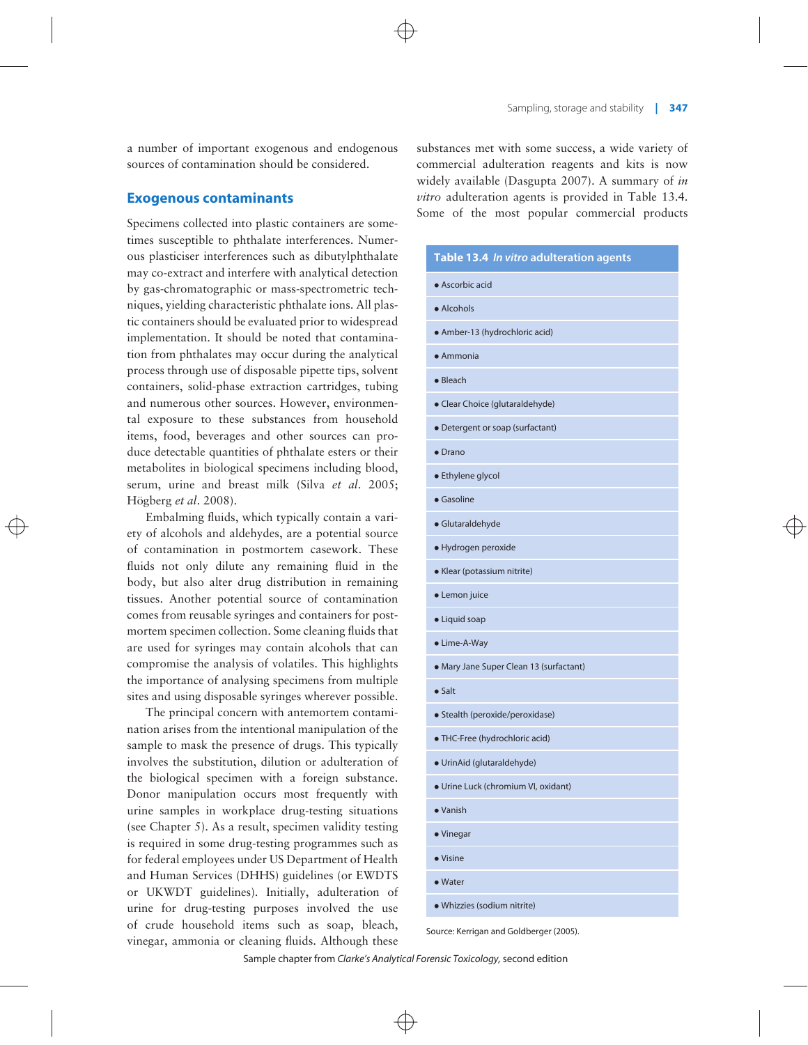a number of important exogenous and endogenous sources of contamination should be considered.

## Exogenous contaminants

Specimens collected into plastic containers are sometimes susceptible to phthalate interferences. Numerous plasticiser interferences such as dibutylphthalate may co-extract and interfere with analytical detection by gas-chromatographic or mass-spectrometric techniques, yielding characteristic phthalate ions. All plastic containers should be evaluated prior to widespread implementation. It should be noted that contamination from phthalates may occur during the analytical process through use of disposable pipette tips, solvent containers, solid-phase extraction cartridges, tubing and numerous other sources. However, environmental exposure to these substances from household items, food, beverages and other sources can produce detectable quantities of phthalate esters or their metabolites in biological specimens including blood, serum, urine and breast milk (Silva *et al*. 2005; Högberg *et al*. 2008).

Embalming fluids, which typically contain a variety of alcohols and aldehydes, are a potential source of contamination in postmortem casework. These fluids not only dilute any remaining fluid in the body, but also alter drug distribution in remaining tissues. Another potential source of contamination comes from reusable syringes and containers for postmortem specimen collection. Some cleaning fluids that are used for syringes may contain alcohols that can compromise the analysis of volatiles. This highlights the importance of analysing specimens from multiple sites and using disposable syringes wherever possible.

The principal concern with antemortem contamination arises from the intentional manipulation of the sample to mask the presence of drugs. This typically involves the substitution, dilution or adulteration of the biological specimen with a foreign substance. Donor manipulation occurs most frequently with urine samples in workplace drug-testing situations (see Chapter 5). As a result, specimen validity testing is required in some drug-testing programmes such as for federal employees under US Department of Health and Human Services (DHHS) guidelines (or EWDTS or UKWDT guidelines). Initially, adulteration of urine for drug-testing purposes involved the use of crude household items such as soap, bleach, vinegar, ammonia or cleaning fluids. Although these substances met with some success, a wide variety of commercial adulteration reagents and kits is now widely available (Dasgupta 2007). A summary of *in vitro* adulteration agents is provided in Table 13.4. Some of the most popular commercial products

| Table 13.4 *In vitro* adulteration agents |
|---|
| • Ascorbic acid |
| • Alcohols |
| • Amber-13 (hydrochloric acid) |
| • Ammonia |
| • Bleach |
| • Clear Choice (glutaraldehyde) |
| • Detergent or soap (surfactant) |
| • Drano |
| • Ethylene glycol |
| • Gasoline |
| • Glutaraldehyde |
| • Hydrogen peroxide |
| • Klear (potassium nitrite) |
| • Lemon juice |
| • Liquid soap |
| • Lime-A-Way |
| • Mary Jane Super Clean 13 (surfactant) |
| • Salt |
| • Stealth (peroxide/peroxidase) |
| • THC-Free (hydrochloric acid) |
| • UrinAid (glutaraldehyde) |
| • Urine Luck (chromium VI, oxidant) |
| • Vanish |
| • Vinegar |
| • Visine |
| • Water |
| • Whizzies (sodium nitrite) |

Source: Kerrigan and Goldberger (2005).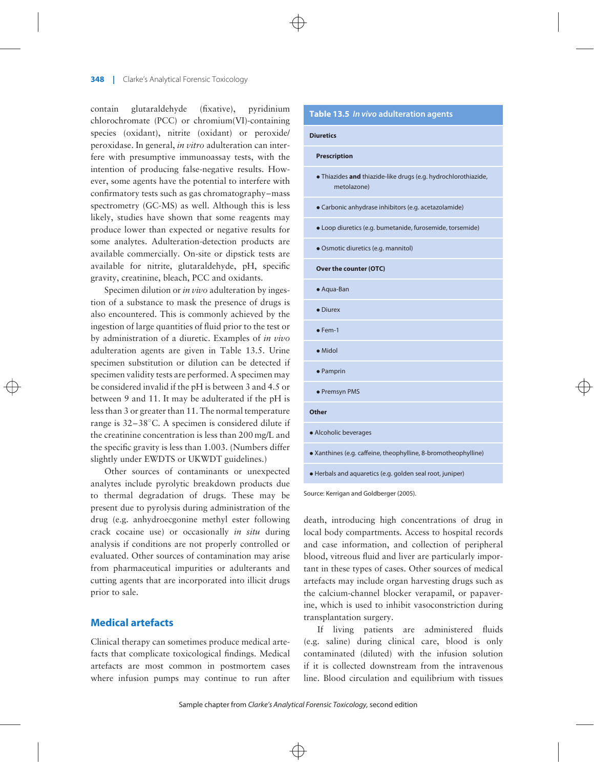contain glutaraldehyde (fixative), pyridinium chlorochromate (PCC) or chromium(VI)-containing species (oxidant), nitrite (oxidant) or peroxide/peroxidase. In general, *in vitro* adulteration can interfere with presumptive immunoassay tests, with the intention of producing false-negative results. However, some agents have the potential to interfere with confirmatory tests such as gas chromatography–mass spectrometry (GC-MS) as well. Although this is less likely, studies have shown that some reagents may produce lower than expected or negative results for some analytes. Adulteration-detection products are available commercially. On-site or dipstick tests are available for nitrite, glutaraldehyde, pH, specific gravity, creatinine, bleach, PCC and oxidants.

Specimen dilution or *in vivo* adulteration by ingestion of a substance to mask the presence of drugs is also encountered. This is commonly achieved by the ingestion of large quantities of fluid prior to the test or by administration of a diuretic. Examples of *in vivo* adulteration agents are given in Table 13.5. Urine specimen substitution or dilution can be detected if specimen validity tests are performed. A specimen may be considered invalid if the pH is between 3 and 4.5 or between 9 and 11. It may be adulterated if the pH is less than 3 or greater than 11. The normal temperature range is 32–38°C. A specimen is considered dilute if the creatinine concentration is less than 200 mg/L and the specific gravity is less than 1.003. (Numbers differ slightly under EWDTS or UKWDT guidelines.)

Other sources of contaminants or unexpected analytes include pyrolytic breakdown products due to thermal degradation of drugs. These may be present due to pyrolysis during administration of the drug (e.g. anhydroecgonine methyl ester following crack cocaine use) or occasionally *in situ* during analysis if conditions are not properly controlled or evaluated. Other sources of contamination may arise from pharmaceutical impurities or adulterants and cutting agents that are incorporated into illicit drugs prior to sale.

**Table 13.5** *In vivo* adulteration agents

| **Diuretics** |
|---|
| **Prescription** |
| • Thiazides **and** thiazide-like drugs (e.g. hydrochlorothiazide, metolazone) |
| • Carbonic anhydrase inhibitors (e.g. acetazolamide) |
| • Loop diuretics (e.g. bumetanide, furosemide, torsemide) |
| • Osmotic diuretics (e.g. mannitol) |
| **Over the counter (OTC)** |
| • Aqua-Ban |
| • Diurex |
| • Fem-1 |
| • Midol |
| • Pamprin |
| • Premsyn PMS |
| **Other** |
| • Alcoholic beverages |
| • Xanthines (e.g. caffeine, theophylline, 8-bromotheophylline) |
| • Herbals and aquaretics (e.g. golden seal root, juniper) |

Source: Kerrigan and Goldberger (2005).

## Medical artefacts

Clinical therapy can sometimes produce medical artefacts that complicate toxicological findings. Medical artefacts are most common in postmortem cases where infusion pumps may continue to run after death, introducing high concentrations of drug in local body compartments. Access to hospital records and case information, and collection of peripheral blood, vitreous fluid and liver are particularly important in these types of cases. Other sources of medical artefacts may include organ harvesting drugs such as the calcium-channel blocker verapamil, or papaverine, which is used to inhibit vasoconstriction during transplantation surgery.

If living patients are administered fluids (e.g. saline) during clinical care, blood is only contaminated (diluted) with the infusion solution if it is collected downstream from the intravenous line. Blood circulation and equilibrium with tissues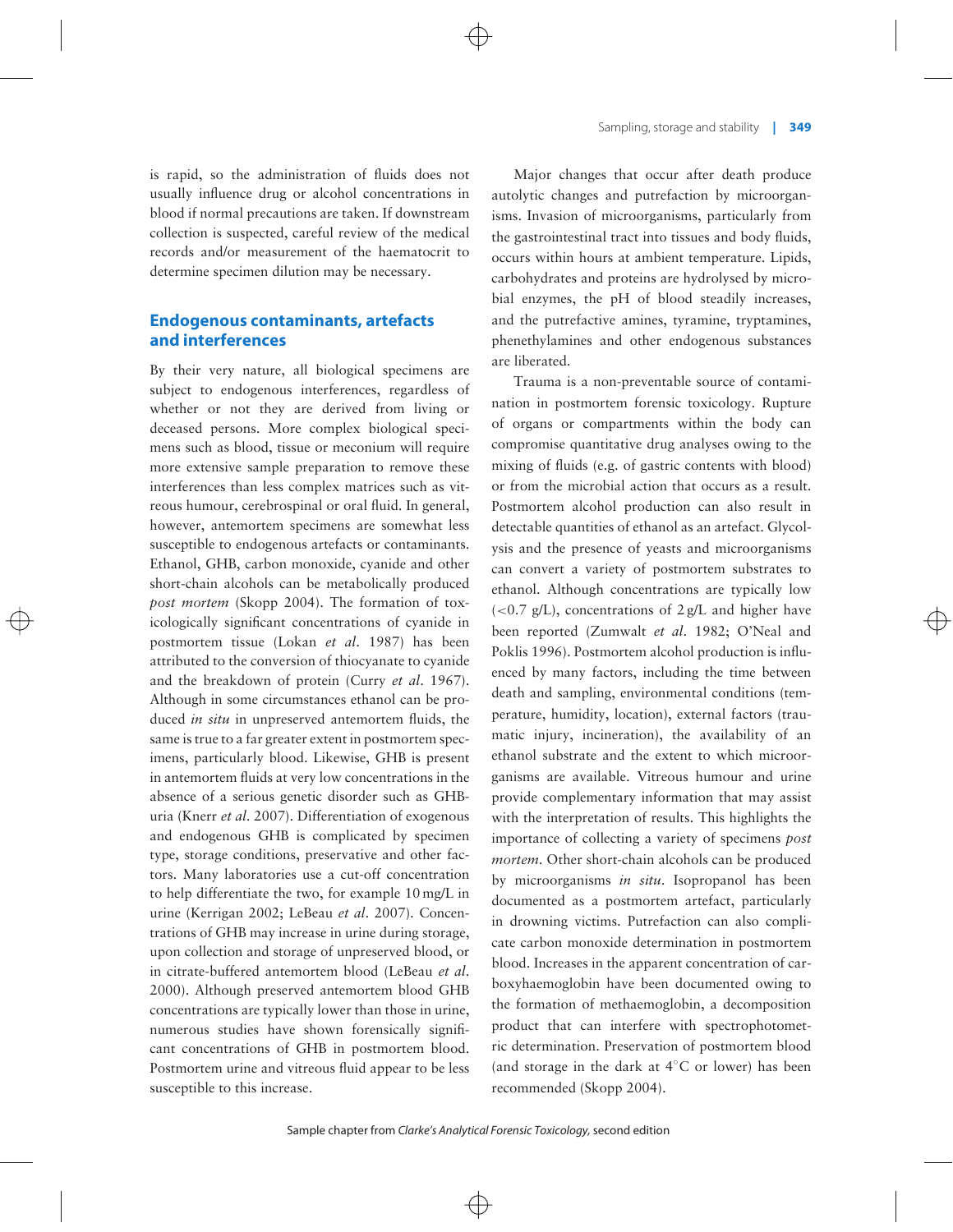is rapid, so the administration of fluids does not usually influence drug or alcohol concentrations in blood if normal precautions are taken. If downstream collection is suspected, careful review of the medical records and/or measurement of the haematocrit to determine specimen dilution may be necessary.

## Endogenous contaminants, artefacts and interferences

By their very nature, all biological specimens are subject to endogenous interferences, regardless of whether or not they are derived from living or deceased persons. More complex biological specimens such as blood, tissue or meconium will require more extensive sample preparation to remove these interferences than less complex matrices such as vitreous humour, cerebrospinal or oral fluid. In general, however, antemortem specimens are somewhat less susceptible to endogenous artefacts or contaminants. Ethanol, GHB, carbon monoxide, cyanide and other short-chain alcohols can be metabolically produced *post mortem* (Skopp 2004). The formation of toxicologically significant concentrations of cyanide in postmortem tissue (Lokan *et al*. 1987) has been attributed to the conversion of thiocyanate to cyanide and the breakdown of protein (Curry *et al*. 1967). Although in some circumstances ethanol can be produced *in situ* in unpreserved antemortem fluids, the same is true to a far greater extent in postmortem specimens, particularly blood. Likewise, GHB is present in antemortem fluids at very low concentrations in the absence of a serious genetic disorder such as GHB-uria (Knerr *et al*. 2007). Differentiation of exogenous and endogenous GHB is complicated by specimen type, storage conditions, preservative and other factors. Many laboratories use a cut-off concentration to help differentiate the two, for example 10 mg/L in urine (Kerrigan 2002; LeBeau *et al*. 2007). Concentrations of GHB may increase in urine during storage, upon collection and storage of unpreserved blood, or in citrate-buffered antemortem blood (LeBeau *et al*. 2000). Although preserved antemortem blood GHB concentrations are typically lower than those in urine, numerous studies have shown forensically significant concentrations of GHB in postmortem blood. Postmortem urine and vitreous fluid appear to be less susceptible to this increase.

Major changes that occur after death produce autolytic changes and putrefaction by microorganisms. Invasion of microorganisms, particularly from the gastrointestinal tract into tissues and body fluids, occurs within hours at ambient temperature. Lipids, carbohydrates and proteins are hydrolysed by microbial enzymes, the pH of blood steadily increases, and the putrefactive amines, tyramine, tryptamines, phenethylamines and other endogenous substances are liberated.

Trauma is a non-preventable source of contamination in postmortem forensic toxicology. Rupture of organs or compartments within the body can compromise quantitative drug analyses owing to the mixing of fluids (e.g. of gastric contents with blood) or from the microbial action that occurs as a result. Postmortem alcohol production can also result in detectable quantities of ethanol as an artefact. Glycolysis and the presence of yeasts and microorganisms can convert a variety of postmortem substrates to ethanol. Although concentrations are typically low ($<0.7$ g/L), concentrations of 2 g/L and higher have been reported (Zumwalt *et al*. 1982; O'Neal and Poklis 1996). Postmortem alcohol production is influenced by many factors, including the time between death and sampling, environmental conditions (temperature, humidity, location), external factors (traumatic injury, incineration), the availability of an ethanol substrate and the extent to which microorganisms are available. Vitreous humour and urine provide complementary information that may assist with the interpretation of results. This highlights the importance of collecting a variety of specimens *post mortem*. Other short-chain alcohols can be produced by microorganisms *in situ*. Isopropanol has been documented as a postmortem artefact, particularly in drowning victims. Putrefaction can also complicate carbon monoxide determination in postmortem blood. Increases in the apparent concentration of carboxyhaemoglobin have been documented owing to the formation of methaemoglobin, a decomposition product that can interfere with spectrophotometric determination. Preservation of postmortem blood (and storage in the dark at 4°C or lower) has been recommended (Skopp 2004).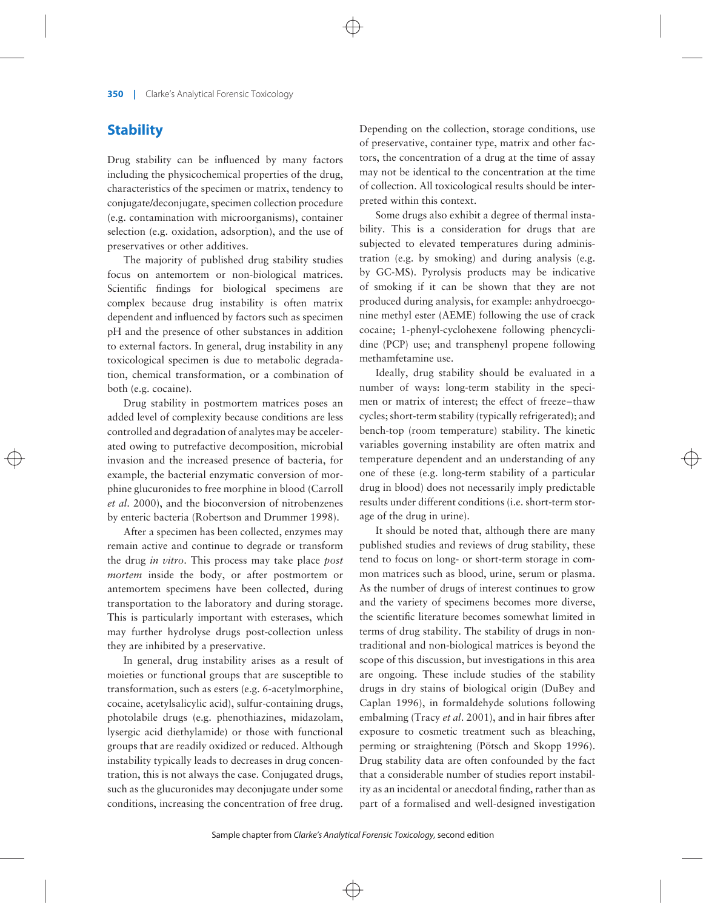## Stability

Drug stability can be influenced by many factors including the physicochemical properties of the drug, characteristics of the specimen or matrix, tendency to conjugate/deconjugate, specimen collection procedure (e.g. contamination with microorganisms), container selection (e.g. oxidation, adsorption), and the use of preservatives or other additives.

The majority of published drug stability studies focus on antemortem or non-biological matrices. Scientific findings for biological specimens are complex because drug instability is often matrix dependent and influenced by factors such as specimen pH and the presence of other substances in addition to external factors. In general, drug instability in any toxicological specimen is due to metabolic degradation, chemical transformation, or a combination of both (e.g. cocaine).

Drug stability in postmortem matrices poses an added level of complexity because conditions are less controlled and degradation of analytes may be accelerated owing to putrefactive decomposition, microbial invasion and the increased presence of bacteria, for example, the bacterial enzymatic conversion of morphine glucuronides to free morphine in blood (Carroll *et al*. 2000), and the bioconversion of nitrobenzenes by enteric bacteria (Robertson and Drummer 1998).

After a specimen has been collected, enzymes may remain active and continue to degrade or transform the drug *in vitro*. This process may take place *post mortem* inside the body, or after postmortem or antemortem specimens have been collected, during transportation to the laboratory and during storage. This is particularly important with esterases, which may further hydrolyse drugs post-collection unless they are inhibited by a preservative.

In general, drug instability arises as a result of moieties or functional groups that are susceptible to transformation, such as esters (e.g. 6-acetylmorphine, cocaine, acetylsalicylic acid), sulfur-containing drugs, photolabile drugs (e.g. phenothiazines, midazolam, lysergic acid diethylamide) or those with functional groups that are readily oxidized or reduced. Although instability typically leads to decreases in drug concentration, this is not always the case. Conjugated drugs, such as the glucuronides may deconjugate under some conditions, increasing the concentration of free drug. Depending on the collection, storage conditions, use of preservative, container type, matrix and other factors, the concentration of a drug at the time of assay may not be identical to the concentration at the time of collection. All toxicological results should be interpreted within this context.

Some drugs also exhibit a degree of thermal instability. This is a consideration for drugs that are subjected to elevated temperatures during administration (e.g. by smoking) and during analysis (e.g. by GC-MS). Pyrolysis products may be indicative of smoking if it can be shown that they are not produced during analysis, for example: anhydroecgonine methyl ester (AEME) following the use of crack cocaine; 1-phenyl-cyclohexene following phencyclidine (PCP) use; and transphenyl propene following methamfetamine use.

Ideally, drug stability should be evaluated in a number of ways: long-term stability in the specimen or matrix of interest; the effect of freeze–thaw cycles; short-term stability (typically refrigerated); and bench-top (room temperature) stability. The kinetic variables governing instability are often matrix and temperature dependent and an understanding of any one of these (e.g. long-term stability of a particular drug in blood) does not necessarily imply predictable results under different conditions (i.e. short-term storage of the drug in urine).

It should be noted that, although there are many published studies and reviews of drug stability, these tend to focus on long- or short-term storage in common matrices such as blood, urine, serum or plasma. As the number of drugs of interest continues to grow and the variety of specimens becomes more diverse, the scientific literature becomes somewhat limited in terms of drug stability. The stability of drugs in non-traditional and non-biological matrices is beyond the scope of this discussion, but investigations in this area are ongoing. These include studies of the stability drugs in dry stains of biological origin (DuBey and Caplan 1996), in formaldehyde solutions following embalming (Tracy *et al*. 2001), and in hair fibres after exposure to cosmetic treatment such as bleaching, perming or straightening (Pötsch and Skopp 1996). Drug stability data are often confounded by the fact that a considerable number of studies report instability as an incidental or anecdotal finding, rather than as part of a formalised and well-designed investigation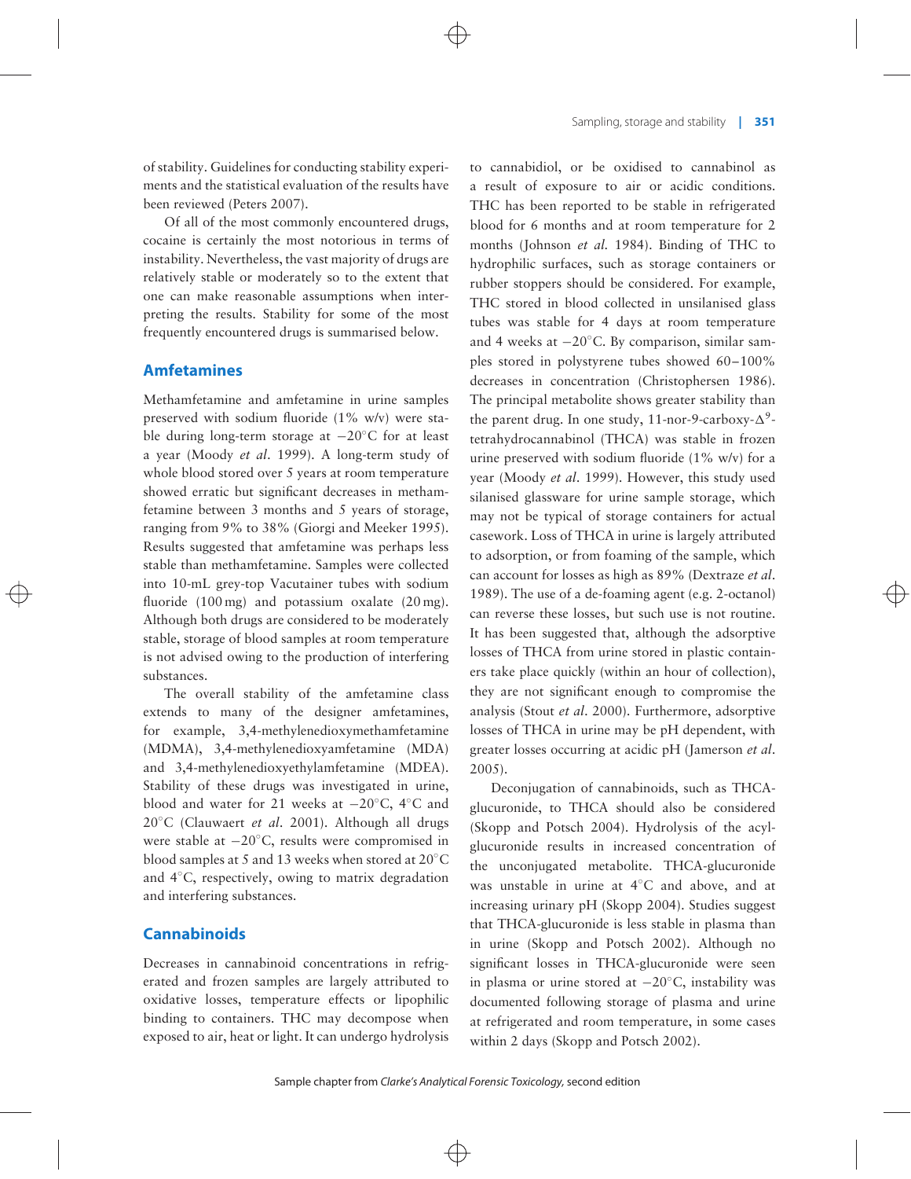of stability. Guidelines for conducting stability experiments and the statistical evaluation of the results have been reviewed (Peters 2007).

Of all of the most commonly encountered drugs, cocaine is certainly the most notorious in terms of instability. Nevertheless, the vast majority of drugs are relatively stable or moderately so to the extent that one can make reasonable assumptions when interpreting the results. Stability for some of the most frequently encountered drugs is summarised below.

## Amfetamines

Methamfetamine and amfetamine in urine samples preserved with sodium fluoride (1% w/v) were stable during long-term storage at −20°C for at least a year (Moody *et al*. 1999). A long-term study of whole blood stored over 5 years at room temperature showed erratic but significant decreases in methamfetamine between 3 months and 5 years of storage, ranging from 9% to 38% (Giorgi and Meeker 1995). Results suggested that amfetamine was perhaps less stable than methamfetamine. Samples were collected into 10-mL grey-top Vacutainer tubes with sodium fluoride (100 mg) and potassium oxalate (20 mg). Although both drugs are considered to be moderately stable, storage of blood samples at room temperature is not advised owing to the production of interfering substances.

The overall stability of the amfetamine class extends to many of the designer amfetamines, for example, 3,4-methylenedioxymethamfetamine (MDMA), 3,4-methylenedioxyamfetamine (MDA) and 3,4-methylenedioxyethylamfetamine (MDEA). Stability of these drugs was investigated in urine, blood and water for 21 weeks at −20°C, 4°C and 20°C (Clauwaert *et al*. 2001). Although all drugs were stable at −20°C, results were compromised in blood samples at 5 and 13 weeks when stored at 20°C and 4°C, respectively, owing to matrix degradation and interfering substances.

## Cannabinoids

Decreases in cannabinoid concentrations in refrigerated and frozen samples are largely attributed to oxidative losses, temperature effects or lipophilic binding to containers. THC may decompose when exposed to air, heat or light. It can undergo hydrolysis to cannabidiol, or be oxidised to cannabinol as a result of exposure to air or acidic conditions. THC has been reported to be stable in refrigerated blood for 6 months and at room temperature for 2 months (Johnson *et al.* 1984). Binding of THC to hydrophilic surfaces, such as storage containers or rubber stoppers should be considered. For example, THC stored in blood collected in unsilanised glass tubes was stable for 4 days at room temperature and 4 weeks at −20°C. By comparison, similar samples stored in polystyrene tubes showed 60–100% decreases in concentration (Christophersen 1986). The principal metabolite shows greater stability than the parent drug. In one study, 11-nor-9-carboxy-$\Delta^9$-tetrahydrocannabinol (THCA) was stable in frozen urine preserved with sodium fluoride (1% w/v) for a year (Moody *et al*. 1999). However, this study used silanised glassware for urine sample storage, which may not be typical of storage containers for actual casework. Loss of THCA in urine is largely attributed to adsorption, or from foaming of the sample, which can account for losses as high as 89% (Dextraze *et al*. 1989). The use of a de-foaming agent (e.g. 2-octanol) can reverse these losses, but such use is not routine. It has been suggested that, although the adsorptive losses of THCA from urine stored in plastic containers take place quickly (within an hour of collection), they are not significant enough to compromise the analysis (Stout *et al*. 2000). Furthermore, adsorptive losses of THCA in urine may be pH dependent, with greater losses occurring at acidic pH (Jamerson *et al*. 2005).

Deconjugation of cannabinoids, such as THCA-glucuronide, to THCA should also be considered (Skopp and Potsch 2004). Hydrolysis of the acyl-glucuronide results in increased concentration of the unconjugated metabolite. THCA-glucuronide was unstable in urine at 4°C and above, and at increasing urinary pH (Skopp 2004). Studies suggest that THCA-glucuronide is less stable in plasma than in urine (Skopp and Potsch 2002). Although no significant losses in THCA-glucuronide were seen in plasma or urine stored at −20°C, instability was documented following storage of plasma and urine at refrigerated and room temperature, in some cases within 2 days (Skopp and Potsch 2002).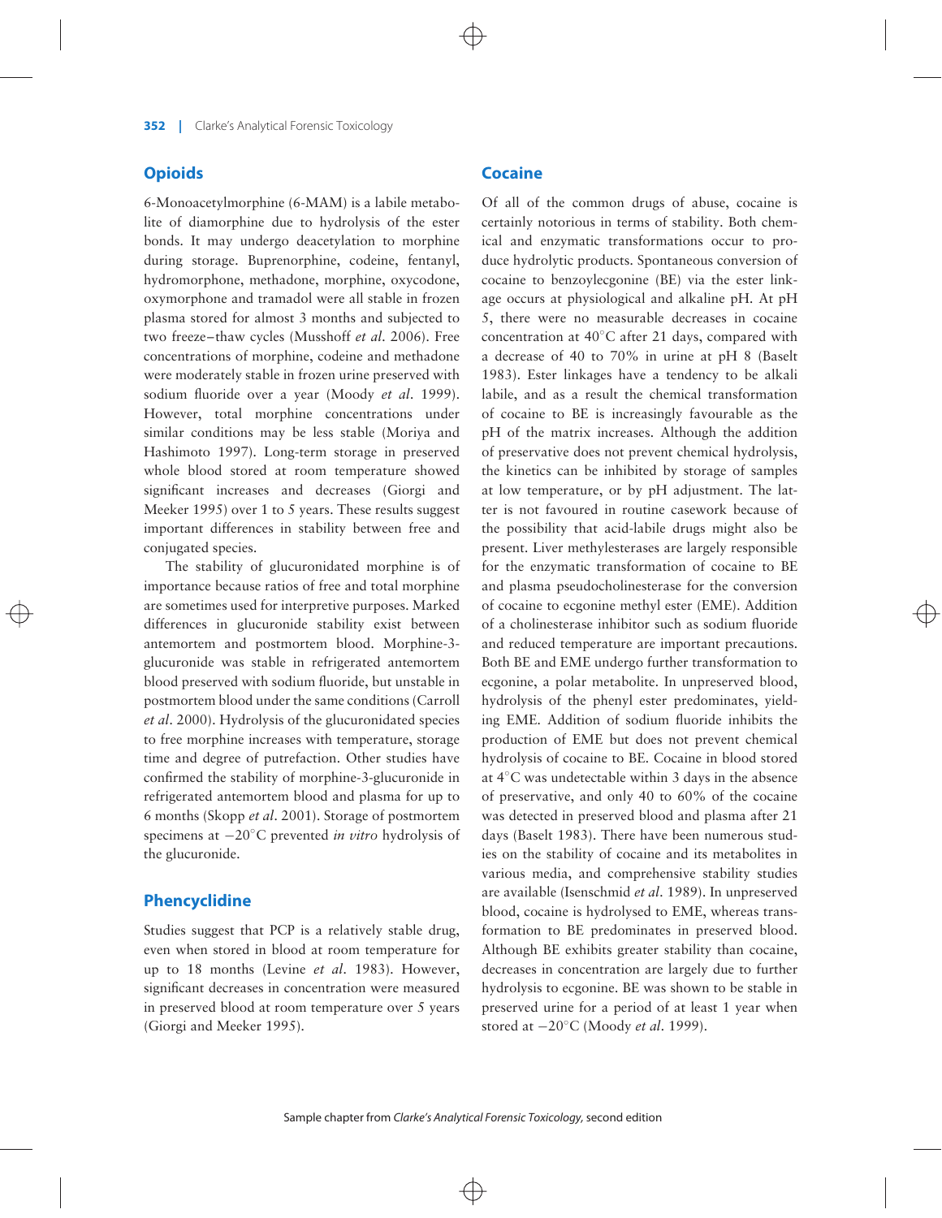## Opioids

6-Monoacetylmorphine (6-MAM) is a labile metabolite of diamorphine due to hydrolysis of the ester bonds. It may undergo deacetylation to morphine during storage. Buprenorphine, codeine, fentanyl, hydromorphone, methadone, morphine, oxycodone, oxymorphone and tramadol were all stable in frozen plasma stored for almost 3 months and subjected to two freeze–thaw cycles (Musshoff *et al*. 2006). Free concentrations of morphine, codeine and methadone were moderately stable in frozen urine preserved with sodium fluoride over a year (Moody *et al*. 1999). However, total morphine concentrations under similar conditions may be less stable (Moriya and Hashimoto 1997). Long-term storage in preserved whole blood stored at room temperature showed significant increases and decreases (Giorgi and Meeker 1995) over 1 to 5 years. These results suggest important differences in stability between free and conjugated species.

The stability of glucuronidated morphine is of importance because ratios of free and total morphine are sometimes used for interpretive purposes. Marked differences in glucuronide stability exist between antemortem and postmortem blood. Morphine-3-glucuronide was stable in refrigerated antemortem blood preserved with sodium fluoride, but unstable in postmortem blood under the same conditions (Carroll *et al*. 2000). Hydrolysis of the glucuronidated species to free morphine increases with temperature, storage time and degree of putrefaction. Other studies have confirmed the stability of morphine-3-glucuronide in refrigerated antemortem blood and plasma for up to 6 months (Skopp *et al*. 2001). Storage of postmortem specimens at −20°C prevented *in vitro* hydrolysis of the glucuronide.

## Phencyclidine

Studies suggest that PCP is a relatively stable drug, even when stored in blood at room temperature for up to 18 months (Levine *et al*. 1983). However, significant decreases in concentration were measured in preserved blood at room temperature over 5 years (Giorgi and Meeker 1995).

## Cocaine

Of all of the common drugs of abuse, cocaine is certainly notorious in terms of stability. Both chemical and enzymatic transformations occur to produce hydrolytic products. Spontaneous conversion of cocaine to benzoylecgonine (BE) via the ester linkage occurs at physiological and alkaline pH. At pH 5, there were no measurable decreases in cocaine concentration at 40°C after 21 days, compared with a decrease of 40 to 70% in urine at pH 8 (Baselt 1983). Ester linkages have a tendency to be alkali labile, and as a result the chemical transformation of cocaine to BE is increasingly favourable as the pH of the matrix increases. Although the addition of preservative does not prevent chemical hydrolysis, the kinetics can be inhibited by storage of samples at low temperature, or by pH adjustment. The latter is not favoured in routine casework because of the possibility that acid-labile drugs might also be present. Liver methylesterases are largely responsible for the enzymatic transformation of cocaine to BE and plasma pseudocholinesterase for the conversion of cocaine to ecgonine methyl ester (EME). Addition of a cholinesterase inhibitor such as sodium fluoride and reduced temperature are important precautions. Both BE and EME undergo further transformation to ecgonine, a polar metabolite. In unpreserved blood, hydrolysis of the phenyl ester predominates, yielding EME. Addition of sodium fluoride inhibits the production of EME but does not prevent chemical hydrolysis of cocaine to BE. Cocaine in blood stored at 4°C was undetectable within 3 days in the absence of preservative, and only 40 to 60% of the cocaine was detected in preserved blood and plasma after 21 days (Baselt 1983). There have been numerous studies on the stability of cocaine and its metabolites in various media, and comprehensive stability studies are available (Isenschmid *et al*. 1989). In unpreserved blood, cocaine is hydrolysed to EME, whereas transformation to BE predominates in preserved blood. Although BE exhibits greater stability than cocaine, decreases in concentration are largely due to further hydrolysis to ecgonine. BE was shown to be stable in preserved urine for a period of at least 1 year when stored at −20°C (Moody *et al*. 1999).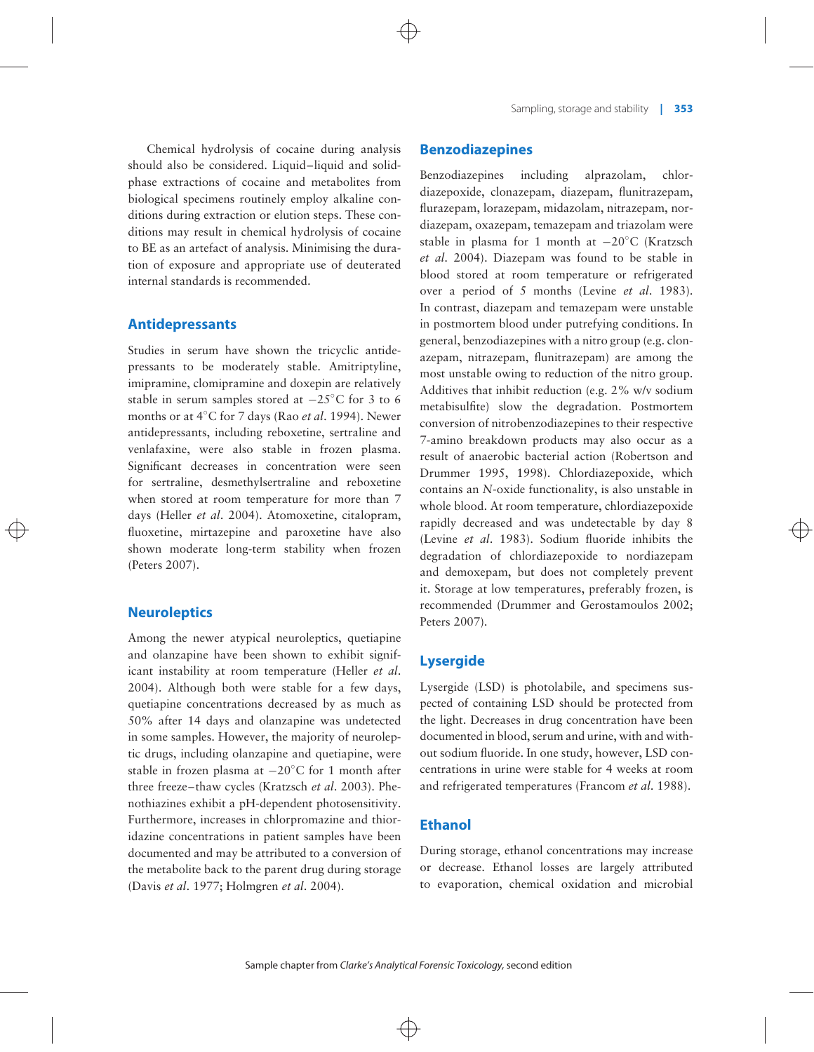Chemical hydrolysis of cocaine during analysis should also be considered. Liquid–liquid and solid-phase extractions of cocaine and metabolites from biological specimens routinely employ alkaline conditions during extraction or elution steps. These conditions may result in chemical hydrolysis of cocaine to BE as an artefact of analysis. Minimising the duration of exposure and appropriate use of deuterated internal standards is recommended.

## Antidepressants

Studies in serum have shown the tricyclic antidepressants to be moderately stable. Amitriptyline, imipramine, clomipramine and doxepin are relatively stable in serum samples stored at −25°C for 3 to 6 months or at 4°C for 7 days (Rao *et al.* 1994). Newer antidepressants, including reboxetine, sertraline and venlafaxine, were also stable in frozen plasma. Significant decreases in concentration were seen for sertraline, desmethylsertraline and reboxetine when stored at room temperature for more than 7 days (Heller *et al.* 2004). Atomoxetine, citalopram, fluoxetine, mirtazepine and paroxetine have also shown moderate long-term stability when frozen (Peters 2007).

## Neuroleptics

Among the newer atypical neuroleptics, quetiapine and olanzapine have been shown to exhibit significant instability at room temperature (Heller *et al.* 2004). Although both were stable for a few days, quetiapine concentrations decreased by as much as 50% after 14 days and olanzapine was undetected in some samples. However, the majority of neuroleptic drugs, including olanzapine and quetiapine, were stable in frozen plasma at −20°C for 1 month after three freeze–thaw cycles (Kratzsch *et al.* 2003). Phenothiazines exhibit a pH-dependent photosensitivity. Furthermore, increases in chlorpromazine and thioridazine concentrations in patient samples have been documented and may be attributed to a conversion of the metabolite back to the parent drug during storage (Davis *et al.* 1977; Holmgren *et al.* 2004).

## Benzodiazepines

Benzodiazepines including alprazolam, chlordiazepoxide, clonazepam, diazepam, flunitrazepam, flurazepam, lorazepam, midazolam, nitrazepam, nordiazepam, oxazepam, temazepam and triazolam were stable in plasma for 1 month at −20°C (Kratzsch *et al.* 2004). Diazepam was found to be stable in blood stored at room temperature or refrigerated over a period of 5 months (Levine *et al.* 1983). In contrast, diazepam and temazepam were unstable in postmortem blood under putrefying conditions. In general, benzodiazepines with a nitro group (e.g. clonazepam, nitrazepam, flunitrazepam) are among the most unstable owing to reduction of the nitro group. Additives that inhibit reduction (e.g. 2% w/v sodium metabisulfite) slow the degradation. Postmortem conversion of nitrobenzodiazepines to their respective 7-amino breakdown products may also occur as a result of anaerobic bacterial action (Robertson and Drummer 1995, 1998). Chlordiazepoxide, which contains an *N*-oxide functionality, is also unstable in whole blood. At room temperature, chlordiazepoxide rapidly decreased and was undetectable by day 8 (Levine *et al.* 1983). Sodium fluoride inhibits the degradation of chlordiazepoxide to nordiazepam and demoxepam, but does not completely prevent it. Storage at low temperatures, preferably frozen, is recommended (Drummer and Gerostamoulos 2002; Peters 2007).

## Lysergide

Lysergide (LSD) is photolabile, and specimens suspected of containing LSD should be protected from the light. Decreases in drug concentration have been documented in blood, serum and urine, with and without sodium fluoride. In one study, however, LSD concentrations in urine were stable for 4 weeks at room and refrigerated temperatures (Francom *et al.* 1988).

## Ethanol

During storage, ethanol concentrations may increase or decrease. Ethanol losses are largely attributed to evaporation, chemical oxidation and microbial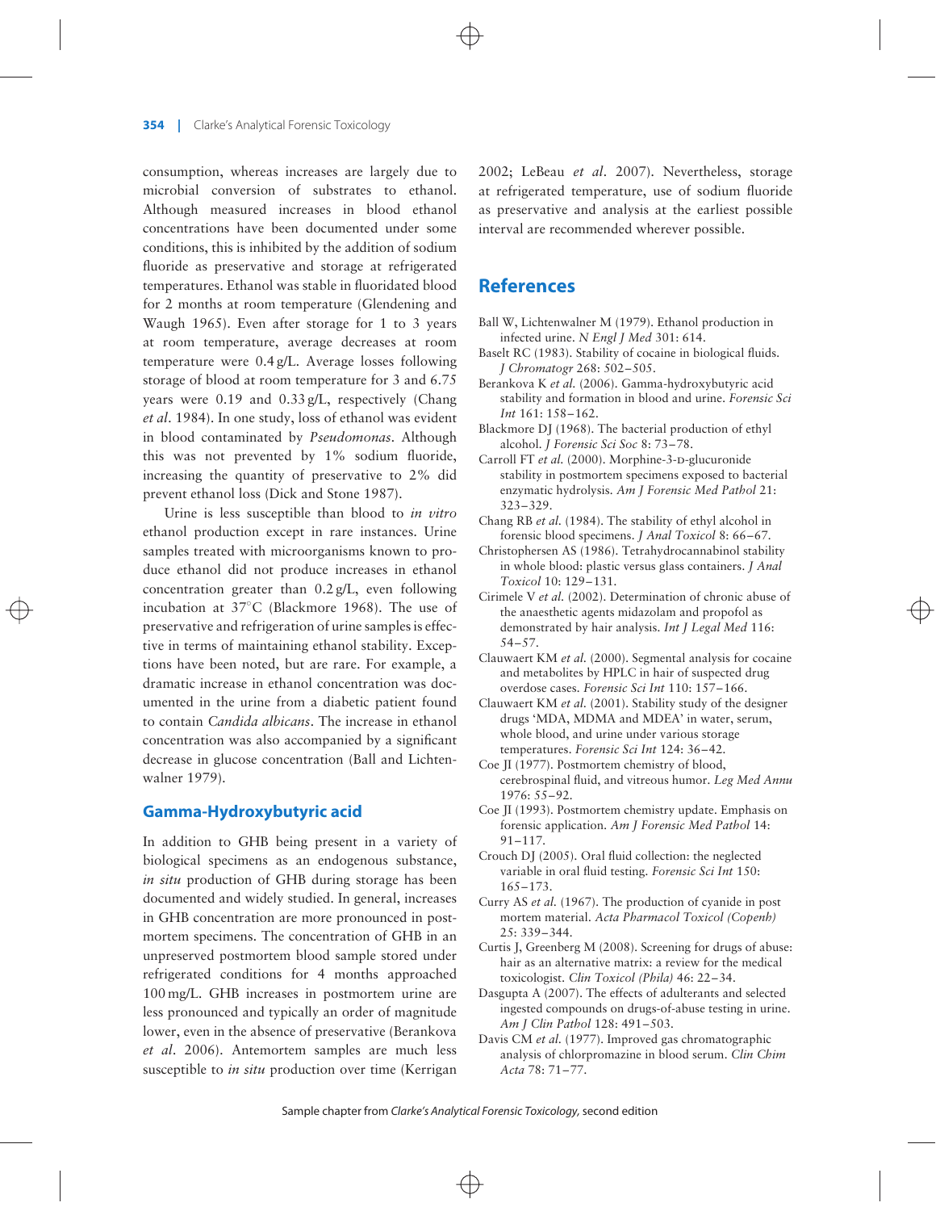consumption, whereas increases are largely due to microbial conversion of substrates to ethanol. Although measured increases in blood ethanol concentrations have been documented under some conditions, this is inhibited by the addition of sodium fluoride as preservative and storage at refrigerated temperatures. Ethanol was stable in fluoridated blood for 2 months at room temperature (Glendening and Waugh 1965). Even after storage for 1 to 3 years at room temperature, average decreases at room temperature were 0.4 g/L. Average losses following storage of blood at room temperature for 3 and 6.75 years were 0.19 and 0.33 g/L, respectively (Chang *et al*. 1984). In one study, loss of ethanol was evident in blood contaminated by *Pseudomonas*. Although this was not prevented by 1% sodium fluoride, increasing the quantity of preservative to 2% did prevent ethanol loss (Dick and Stone 1987).

Urine is less susceptible than blood to *in vitro* ethanol production except in rare instances. Urine samples treated with microorganisms known to produce ethanol did not produce increases in ethanol concentration greater than 0.2 g/L, even following incubation at 37°C (Blackmore 1968). The use of preservative and refrigeration of urine samples is effective in terms of maintaining ethanol stability. Exceptions have been noted, but are rare. For example, a dramatic increase in ethanol concentration was documented in the urine from a diabetic patient found to contain *Candida albicans*. The increase in ethanol concentration was also accompanied by a significant decrease in glucose concentration (Ball and Lichtenwalner 1979).

### Gamma-Hydroxybutyric acid

In addition to GHB being present in a variety of biological specimens as an endogenous substance, *in situ* production of GHB during storage has been documented and widely studied. In general, increases in GHB concentration are more pronounced in postmortem specimens. The concentration of GHB in an unpreserved postmortem blood sample stored under refrigerated conditions for 4 months approached 100 mg/L. GHB increases in postmortem urine are less pronounced and typically an order of magnitude lower, even in the absence of preservative (Berankova *et al*. 2006). Antemortem samples are much less susceptible to *in situ* production over time (Kerrigan 2002; LeBeau *et al*. 2007). Nevertheless, storage at refrigerated temperature, use of sodium fluoride as preservative and analysis at the earliest possible interval are recommended wherever possible.

## References

Ball W, Lichtenwalner M (1979). Ethanol production in infected urine. *N Engl J Med* 301: 614.

Baselt RC (1983). Stability of cocaine in biological fluids. *J Chromatogr* 268: 502–505.

Berankova K *et al.* (2006). Gamma-hydroxybutyric acid stability and formation in blood and urine. *Forensic Sci Int* 161: 158–162.

Blackmore DJ (1968). The bacterial production of ethyl alcohol. *J Forensic Sci Soc* 8: 73–78.

Carroll FT *et al.* (2000). Morphine-3-D-glucuronide stability in postmortem specimens exposed to bacterial enzymatic hydrolysis. *Am J Forensic Med Pathol* 21: 323–329.

Chang RB *et al.* (1984). The stability of ethyl alcohol in forensic blood specimens. *J Anal Toxicol* 8: 66–67.

Christophersen AS (1986). Tetrahydrocannabinol stability in whole blood: plastic versus glass containers. *J Anal Toxicol* 10: 129–131.

Cirimele V *et al.* (2002). Determination of chronic abuse of the anaesthetic agents midazolam and propofol as demonstrated by hair analysis. *Int J Legal Med* 116: 54–57.

Clauwaert KM *et al.* (2000). Segmental analysis for cocaine and metabolites by HPLC in hair of suspected drug overdose cases. *Forensic Sci Int* 110: 157–166.

Clauwaert KM *et al.* (2001). Stability study of the designer drugs 'MDA, MDMA and MDEA' in water, serum, whole blood, and urine under various storage temperatures. *Forensic Sci Int* 124: 36–42.

Coe JI (1977). Postmortem chemistry of blood, cerebrospinal fluid, and vitreous humor. *Leg Med Annu* 1976: 55–92.

Coe JI (1993). Postmortem chemistry update. Emphasis on forensic application. *Am J Forensic Med Pathol* 14: 91–117.

Crouch DJ (2005). Oral fluid collection: the neglected variable in oral fluid testing. *Forensic Sci Int* 150: 165–173.

Curry AS *et al.* (1967). The production of cyanide in post mortem material. *Acta Pharmacol Toxicol (Copenh)* 25: 339–344.

Curtis J, Greenberg M (2008). Screening for drugs of abuse: hair as an alternative matrix: a review for the medical toxicologist. *Clin Toxicol (Phila)* 46: 22–34.

Dasgupta A (2007). The effects of adulterants and selected ingested compounds on drugs-of-abuse testing in urine. *Am J Clin Pathol* 128: 491–503.

Davis CM *et al.* (1977). Improved gas chromatographic analysis of chlorpromazine in blood serum. *Clin Chim Acta* 78: 71–77.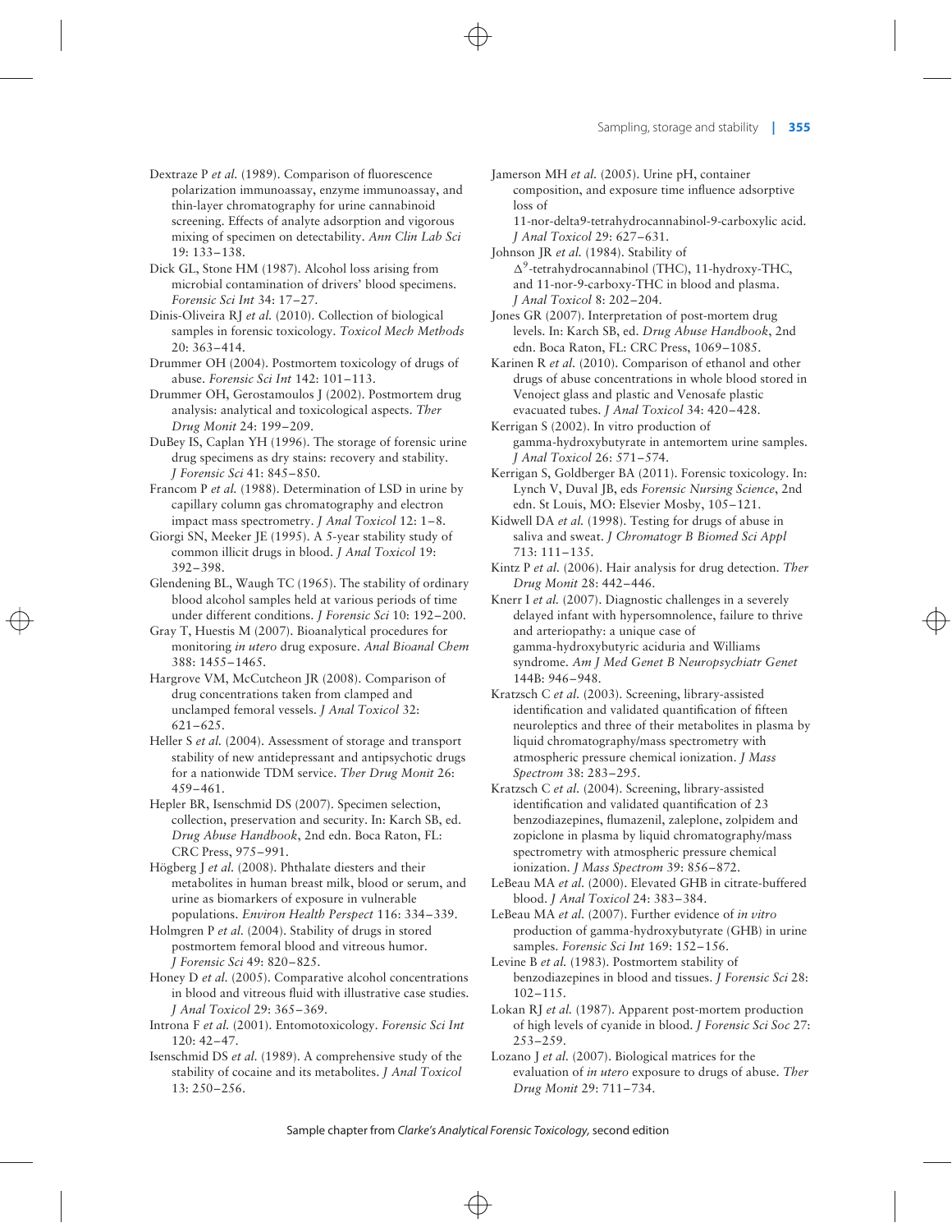Dextraze P *et al.* (1989). Comparison of fluorescence polarization immunoassay, enzyme immunoassay, and thin-layer chromatography for urine cannabinoid screening. Effects of analyte adsorption and vigorous mixing of specimen on detectability. *Ann Clin Lab Sci* 19: 133–138.

Dick GL, Stone HM (1987). Alcohol loss arising from microbial contamination of drivers' blood specimens. *Forensic Sci Int* 34: 17–27.

Dinis-Oliveira RJ *et al.* (2010). Collection of biological samples in forensic toxicology. *Toxicol Mech Methods* 20: 363–414.

Drummer OH (2004). Postmortem toxicology of drugs of abuse. *Forensic Sci Int* 142: 101–113.

Drummer OH, Gerostamoulos J (2002). Postmortem drug analysis: analytical and toxicological aspects. *Ther Drug Monit* 24: 199–209.

DuBey IS, Caplan YH (1996). The storage of forensic urine drug specimens as dry stains: recovery and stability. *J Forensic Sci* 41: 845–850.

Francom P *et al.* (1988). Determination of LSD in urine by capillary column gas chromatography and electron impact mass spectrometry. *J Anal Toxicol* 12: 1–8.

Giorgi SN, Meeker JE (1995). A 5-year stability study of common illicit drugs in blood. *J Anal Toxicol* 19: 392–398.

Glendening BL, Waugh TC (1965). The stability of ordinary blood alcohol samples held at various periods of time under different conditions. *J Forensic Sci* 10: 192–200.

Gray T, Huestis M (2007). Bioanalytical procedures for monitoring *in utero* drug exposure. *Anal Bioanal Chem* 388: 1455–1465.

Hargrove VM, McCutcheon JR (2008). Comparison of drug concentrations taken from clamped and unclamped femoral vessels. *J Anal Toxicol* 32: 621–625.

Heller S *et al.* (2004). Assessment of storage and transport stability of new antidepressant and antipsychotic drugs for a nationwide TDM service. *Ther Drug Monit* 26: 459–461.

Hepler BR, Isenschmid DS (2007). Specimen selection, collection, preservation and security. In: Karch SB, ed. *Drug Abuse Handbook*, 2nd edn. Boca Raton, FL: CRC Press, 975–991.

Högberg J *et al.* (2008). Phthalate diesters and their metabolites in human breast milk, blood or serum, and urine as biomarkers of exposure in vulnerable populations. *Environ Health Perspect* 116: 334–339.

Holmgren P *et al.* (2004). Stability of drugs in stored postmortem femoral blood and vitreous humor. *J Forensic Sci* 49: 820–825.

Honey D *et al.* (2005). Comparative alcohol concentrations in blood and vitreous fluid with illustrative case studies. *J Anal Toxicol* 29: 365–369.

Introna F *et al.* (2001). Entomotoxicology. *Forensic Sci Int* 120: 42–47.

Isenschmid DS *et al.* (1989). A comprehensive study of the stability of cocaine and its metabolites. *J Anal Toxicol* 13: 250–256.

Jamerson MH *et al.* (2005). Urine pH, container composition, and exposure time influence adsorptive loss of 11-nor-delta9-tetrahydrocannabinol-9-carboxylic acid. *J Anal Toxicol* 29: 627–631.

Johnson JR *et al.* (1984). Stability of $\Delta^9$-tetrahydrocannabinol (THC), 11-hydroxy-THC, and 11-nor-9-carboxy-THC in blood and plasma. *J Anal Toxicol* 8: 202–204.

Jones GR (2007). Interpretation of post-mortem drug levels. In: Karch SB, ed. *Drug Abuse Handbook*, 2nd edn. Boca Raton, FL: CRC Press, 1069–1085.

Karinen R *et al.* (2010). Comparison of ethanol and other drugs of abuse concentrations in whole blood stored in Venoject glass and plastic and Venosafe plastic evacuated tubes. *J Anal Toxicol* 34: 420–428.

Kerrigan S (2002). In vitro production of gamma-hydroxybutyrate in antemortem urine samples. *J Anal Toxicol* 26: 571–574.

Kerrigan S, Goldberger BA (2011). Forensic toxicology. In: Lynch V, Duval JB, eds *Forensic Nursing Science*, 2nd edn. St Louis, MO: Elsevier Mosby, 105–121.

Kidwell DA *et al.* (1998). Testing for drugs of abuse in saliva and sweat. *J Chromatogr B Biomed Sci Appl* 713: 111–135.

Kintz P *et al.* (2006). Hair analysis for drug detection. *Ther Drug Monit* 28: 442–446.

Knerr I *et al.* (2007). Diagnostic challenges in a severely delayed infant with hypersomnolence, failure to thrive and arteriopathy: a unique case of gamma-hydroxybutyric aciduria and Williams syndrome. *Am J Med Genet B Neuropsychiatr Genet* 144B: 946–948.

Kratzsch C *et al.* (2003). Screening, library-assisted identification and validated quantification of fifteen neuroleptics and three of their metabolites in plasma by liquid chromatography/mass spectrometry with atmospheric pressure chemical ionization. *J Mass Spectrom* 38: 283–295.

Kratzsch C *et al.* (2004). Screening, library-assisted identification and validated quantification of 23 benzodiazepines, flumazenil, zaleplone, zolpidem and zopiclone in plasma by liquid chromatography/mass spectrometry with atmospheric pressure chemical ionization. *J Mass Spectrom* 39: 856–872.

LeBeau MA *et al.* (2000). Elevated GHB in citrate-buffered blood. *J Anal Toxicol* 24: 383–384.

LeBeau MA *et al.* (2007). Further evidence of *in vitro* production of gamma-hydroxybutyrate (GHB) in urine samples. *Forensic Sci Int* 169: 152–156.

Levine B *et al.* (1983). Postmortem stability of benzodiazepines in blood and tissues. *J Forensic Sci* 28: 102–115.

Lokan RJ *et al.* (1987). Apparent post-mortem production of high levels of cyanide in blood. *J Forensic Sci Soc* 27: 253–259.

Lozano J *et al.* (2007). Biological matrices for the evaluation of *in utero* exposure to drugs of abuse. *Ther Drug Monit* 29: 711–734.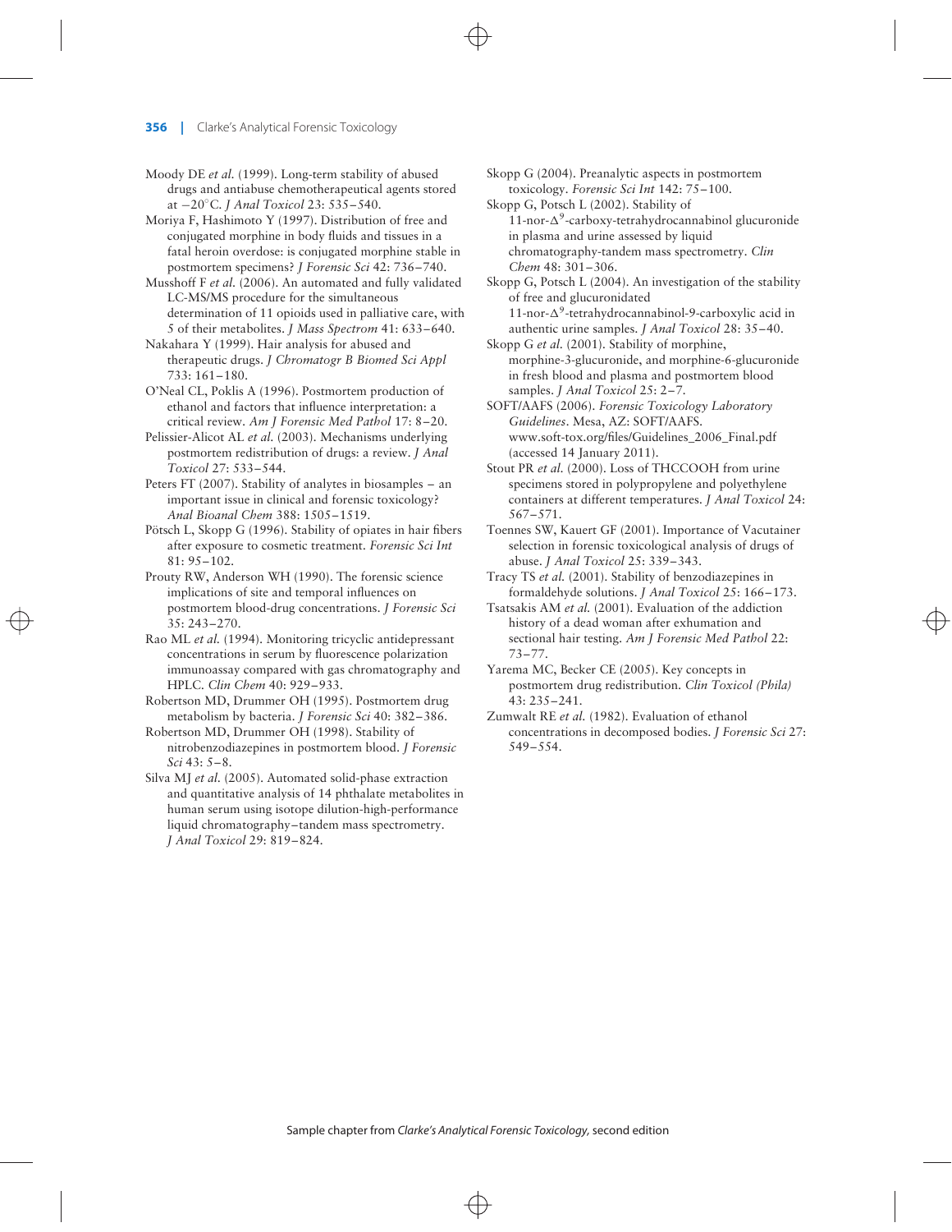Moody DE *et al.* (1999). Long-term stability of abused drugs and antiabuse chemotherapeutical agents stored at −20°C. *J Anal Toxicol* 23: 535–540.

Moriya F, Hashimoto Y (1997). Distribution of free and conjugated morphine in body fluids and tissues in a fatal heroin overdose: is conjugated morphine stable in postmortem specimens? *J Forensic Sci* 42: 736–740.

Musshoff F *et al.* (2006). An automated and fully validated LC-MS/MS procedure for the simultaneous determination of 11 opioids used in palliative care, with 5 of their metabolites. *J Mass Spectrom* 41: 633–640.

Nakahara Y (1999). Hair analysis for abused and therapeutic drugs. *J Chromatogr B Biomed Sci Appl* 733: 161–180.

O'Neal CL, Poklis A (1996). Postmortem production of ethanol and factors that influence interpretation: a critical review. *Am J Forensic Med Pathol* 17: 8–20.

Pelissier-Alicot AL *et al.* (2003). Mechanisms underlying postmortem redistribution of drugs: a review. *J Anal Toxicol* 27: 533–544.

Peters FT (2007). Stability of analytes in biosamples – an important issue in clinical and forensic toxicology? *Anal Bioanal Chem* 388: 1505–1519.

Pötsch L, Skopp G (1996). Stability of opiates in hair fibers after exposure to cosmetic treatment. *Forensic Sci Int* 81: 95–102.

Prouty RW, Anderson WH (1990). The forensic science implications of site and temporal influences on postmortem blood-drug concentrations. *J Forensic Sci* 35: 243–270.

Rao ML *et al.* (1994). Monitoring tricyclic antidepressant concentrations in serum by fluorescence polarization immunoassay compared with gas chromatography and HPLC. *Clin Chem* 40: 929–933.

Robertson MD, Drummer OH (1995). Postmortem drug metabolism by bacteria. *J Forensic Sci* 40: 382–386.

Robertson MD, Drummer OH (1998). Stability of nitrobenzodiazepines in postmortem blood. *J Forensic Sci* 43: 5–8.

Silva MJ *et al.* (2005). Automated solid-phase extraction and quantitative analysis of 14 phthalate metabolites in human serum using isotope dilution-high-performance liquid chromatography–tandem mass spectrometry. *J Anal Toxicol* 29: 819–824.

Skopp G (2004). Preanalytic aspects in postmortem toxicology. *Forensic Sci Int* 142: 75–100.

Skopp G, Potsch L (2002). Stability of 11-nor-$\Delta^9$-carboxy-tetrahydrocannabinol glucuronide in plasma and urine assessed by liquid chromatography-tandem mass spectrometry. *Clin Chem* 48: 301–306.

Skopp G, Potsch L (2004). An investigation of the stability of free and glucuronidated 11-nor-$\Delta^9$-tetrahydrocannabinol-9-carboxylic acid in authentic urine samples. *J Anal Toxicol* 28: 35–40.

Skopp G *et al.* (2001). Stability of morphine, morphine-3-glucuronide, and morphine-6-glucuronide in fresh blood and plasma and postmortem blood samples. *J Anal Toxicol* 25: 2–7.

SOFT/AAFS (2006). *Forensic Toxicology Laboratory Guidelines*. Mesa, AZ: SOFT/AAFS. www.soft-tox.org/files/Guidelines_2006_Final.pdf (accessed 14 January 2011).

Stout PR *et al.* (2000). Loss of THCCOOH from urine specimens stored in polypropylene and polyethylene containers at different temperatures. *J Anal Toxicol* 24: 567–571.

Toennes SW, Kauert GF (2001). Importance of Vacutainer selection in forensic toxicological analysis of drugs of abuse. *J Anal Toxicol* 25: 339–343.

Tracy TS *et al.* (2001). Stability of benzodiazepines in formaldehyde solutions. *J Anal Toxicol* 25: 166–173.

Tsatsakis AM *et al.* (2001). Evaluation of the addiction history of a dead woman after exhumation and sectional hair testing. *Am J Forensic Med Pathol* 22: 73–77.

Yarema MC, Becker CE (2005). Key concepts in postmortem drug redistribution. *Clin Toxicol (Phila)* 43: 235–241.

Zumwalt RE *et al.* (1982). Evaluation of ethanol concentrations in decomposed bodies. *J Forensic Sci* 27: 549–554.